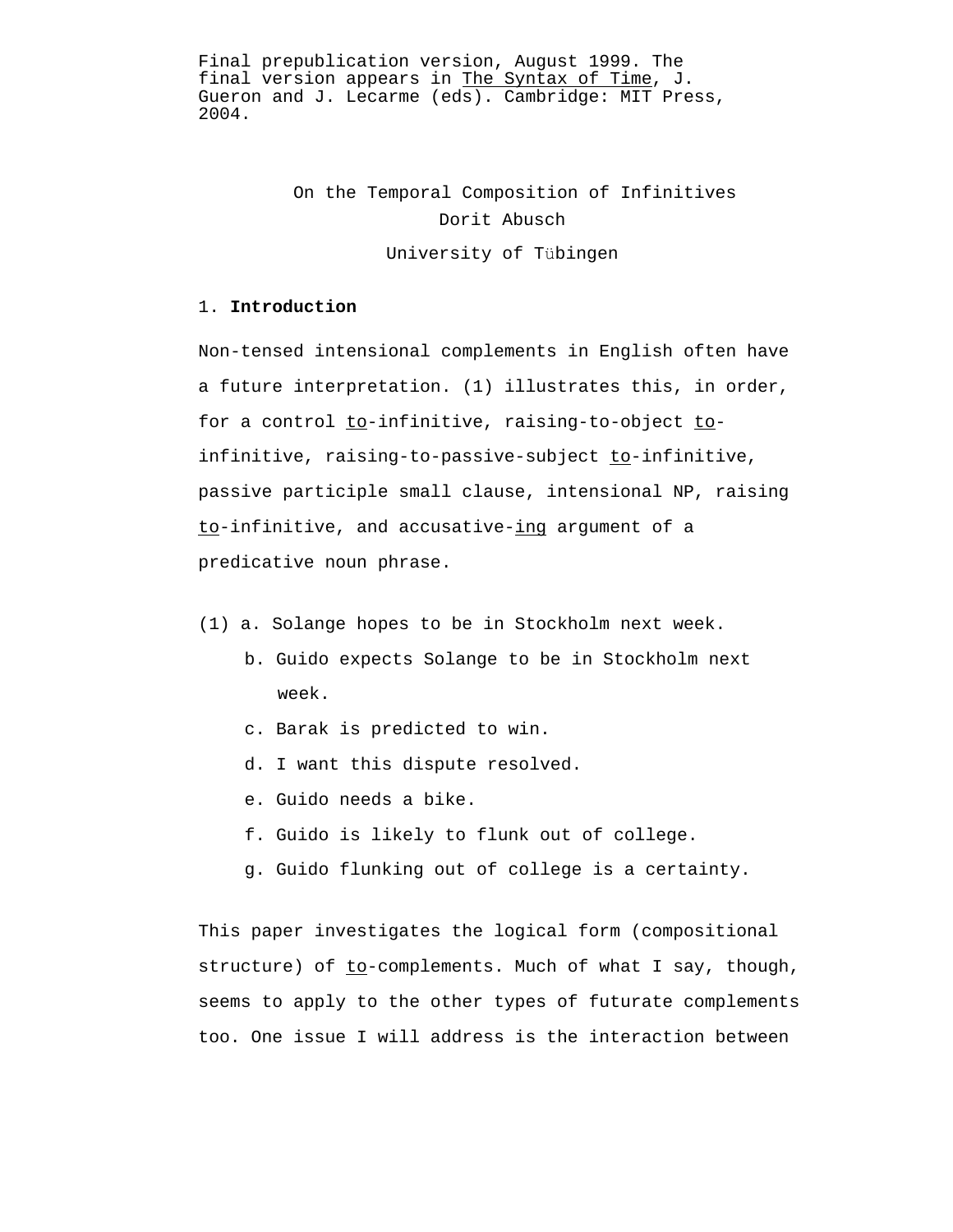Final prepublication version, August 1999. The final version appears in The Syntax of Time, J. Gueron and J. Lecarme (eds). Cambridge: MIT Press, 2004.

# On the Temporal Composition of Infinitives

Dorit Abusch

University of Tübingen

## 1. Introduction

Non-tensed intensional complements in English often have a future interpretation. (1) illustrates this, in order, for a control to-infinitive, raising-to-object to-infinitive, raising-to-passive-subject to-infinitive, passive participle small clause, intensional NP, raising to-infinitive, and accusative-ing argument of a predicative noun phrase.

(1) a. Solange hopes to be in Stockholm next week.

b. Guido expects Solange to be in Stockholm next week.

c. Barak is predicted to win.

d. I want this dispute resolved.

e. Guido needs a bike.

f. Guido is likely to flunk out of college.

g. Guido flunking out of college is a certainty.

This paper investigates the logical form (compositional structure) of to-complements. Much of what I say, though, seems to apply to the other types of futurate complements too. One issue I will address is the interaction between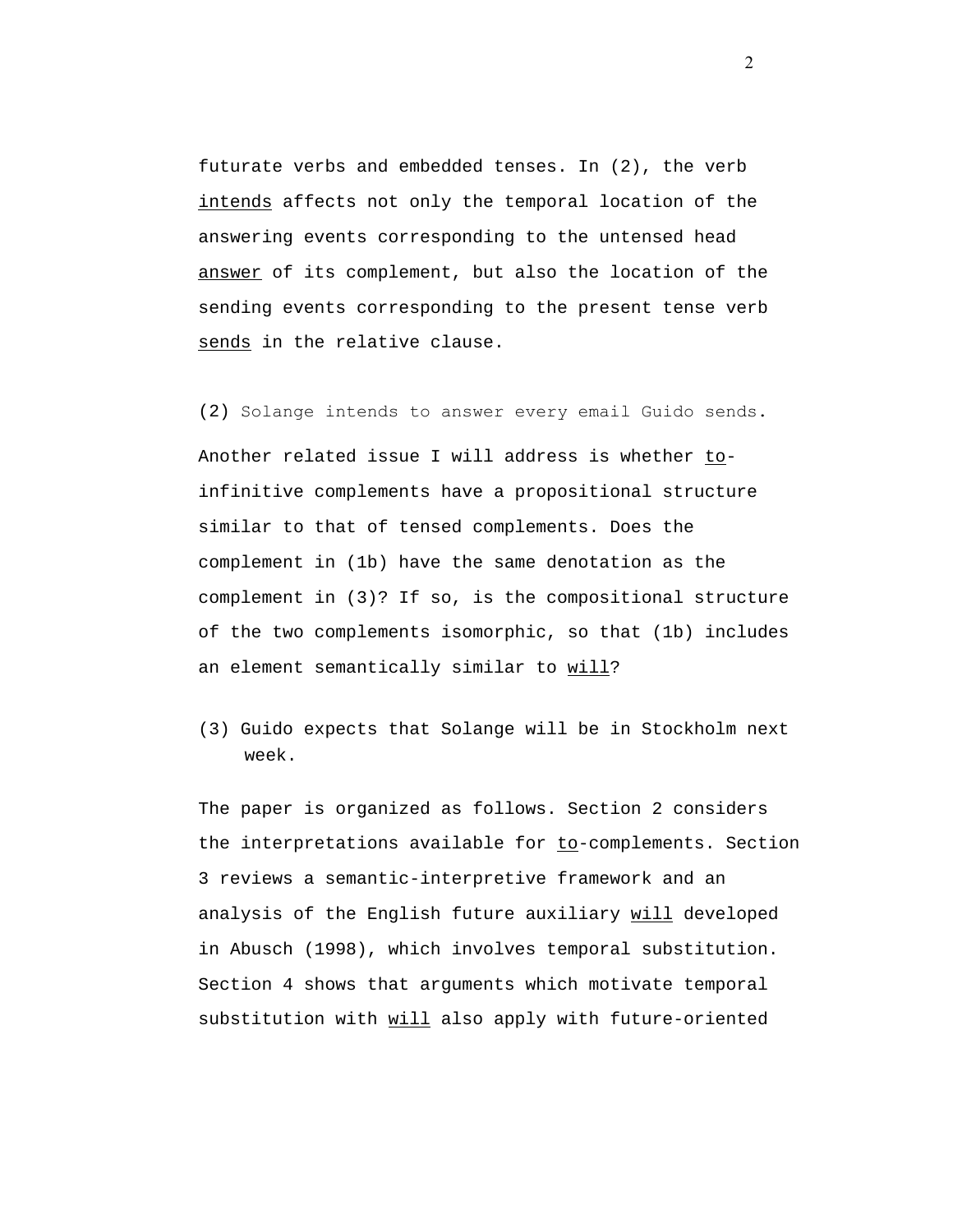futurate verbs and embedded tenses. In (2), the verb _intends_ affects not only the temporal location of the answering events corresponding to the untensed head _answer_ of its complement, but also the location of the sending events corresponding to the present tense verb _sends_ in the relative clause.

(2) Solange intends to answer every email Guido sends.

Another related issue I will address is whether _to_-infinitive complements have a propositional structure similar to that of tensed complements. Does the complement in (1b) have the same denotation as the complement in (3)? If so, is the compositional structure of the two complements isomorphic, so that (1b) includes an element semantically similar to _will_?

(3) Guido expects that Solange will be in Stockholm next week.

The paper is organized as follows. Section 2 considers the interpretations available for _to_-complements. Section 3 reviews a semantic-interpretive framework and an analysis of the English future auxiliary _will_ developed in Abusch (1998), which involves temporal substitution. Section 4 shows that arguments which motivate temporal substitution with _will_ also apply with future-oriented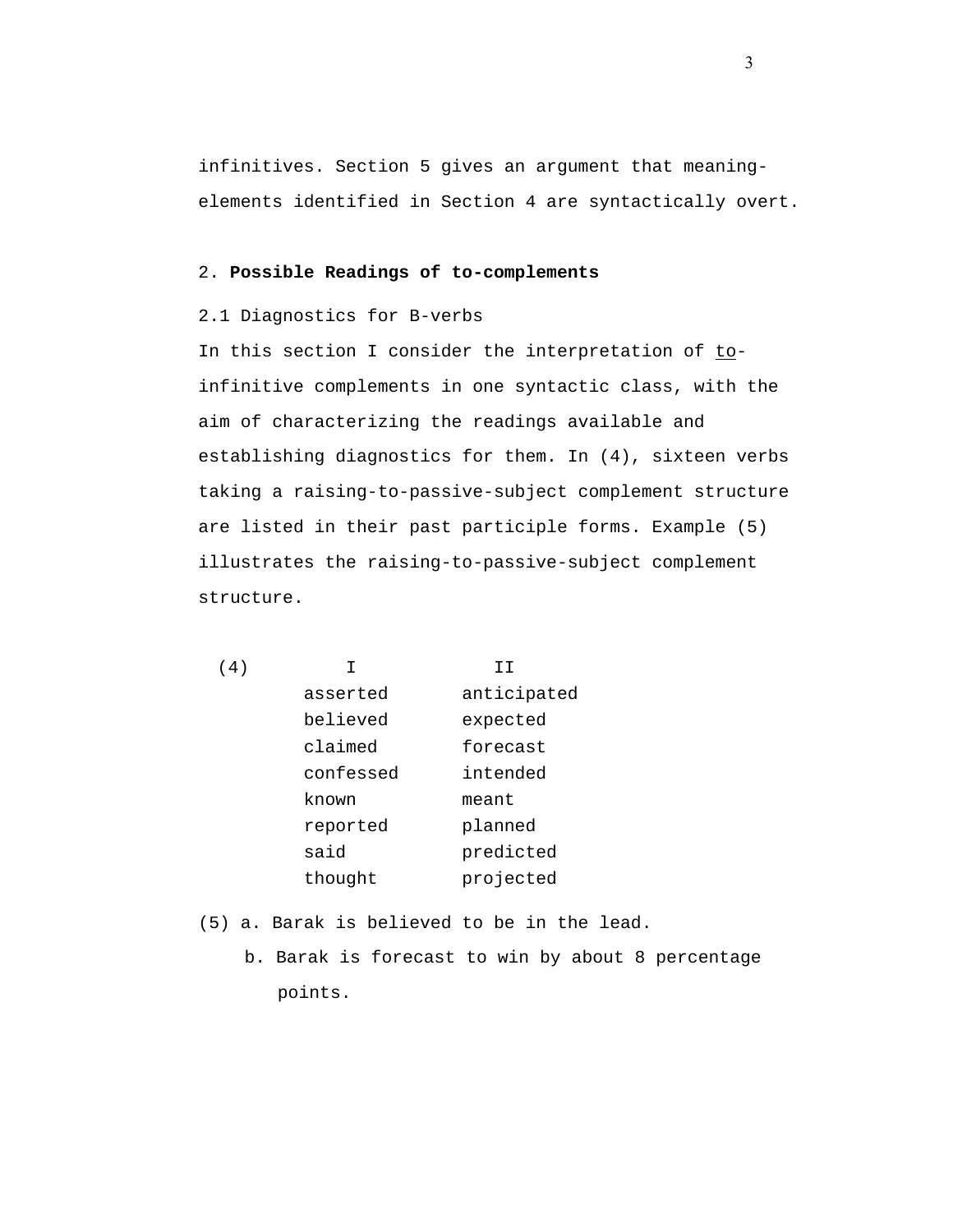infinitives. Section 5 gives an argument that meaning-elements identified in Section 4 are syntactically overt.

## 2. **Possible Readings of to-complements**

### 2.1 Diagnostics for B-verbs

In this section I consider the interpretation of <u>to</u>-infinitive complements in one syntactic class, with the aim of characterizing the readings available and establishing diagnostics for them. In (4), sixteen verbs taking a raising-to-passive-subject complement structure are listed in their past participle forms. Example (5) illustrates the raising-to-passive-subject complement structure.

(4)

| I | II |
|---|---|
| asserted | anticipated |
| believed | expected |
| claimed | forecast |
| confessed | intended |
| known | meant |
| reported | planned |
| said | predicted |
| thought | projected |

(5) a. Barak is believed to be in the lead.

b. Barak is forecast to win by about 8 percentage points.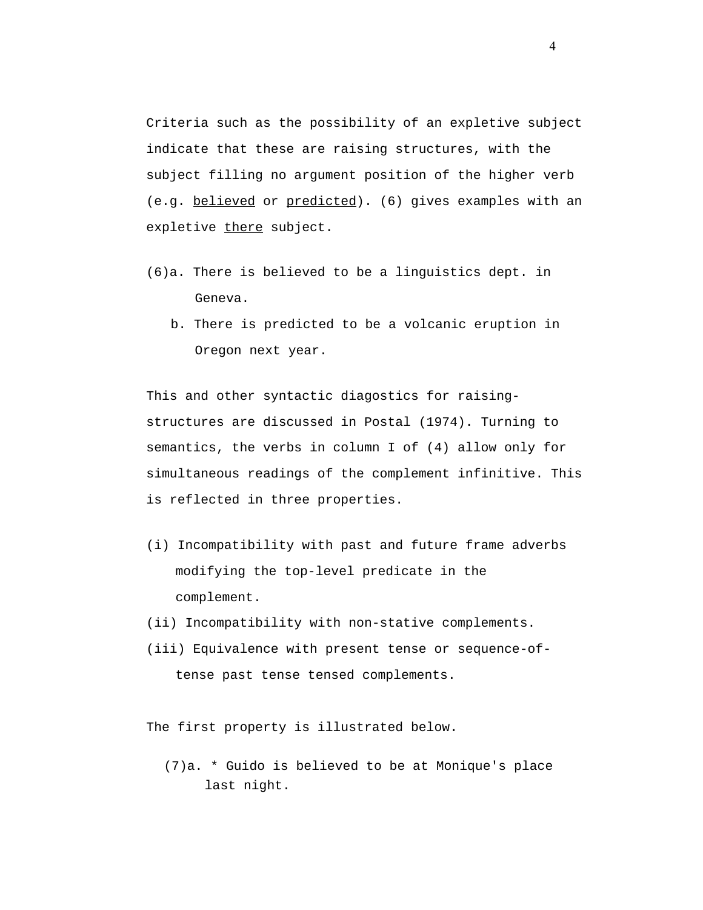Criteria such as the possibility of an expletive subject indicate that these are raising structures, with the subject filling no argument position of the higher verb (e.g. _believed_ or _predicted_). (6) gives examples with an expletive _there_ subject.

(6)a. There is believed to be a linguistics dept. in Geneva.

b. There is predicted to be a volcanic eruption in Oregon next year.

This and other syntactic diagostics for raising-structures are discussed in Postal (1974). Turning to semantics, the verbs in column I of (4) allow only for simultaneous readings of the complement infinitive. This is reflected in three properties.

(i) Incompatibility with past and future frame adverbs modifying the top-level predicate in the complement.

(ii) Incompatibility with non-stative complements.

(iii) Equivalence with present tense or sequence-of-tense past tense tensed complements.

The first property is illustrated below.

(7)a. * Guido is believed to be at Monique's place last night.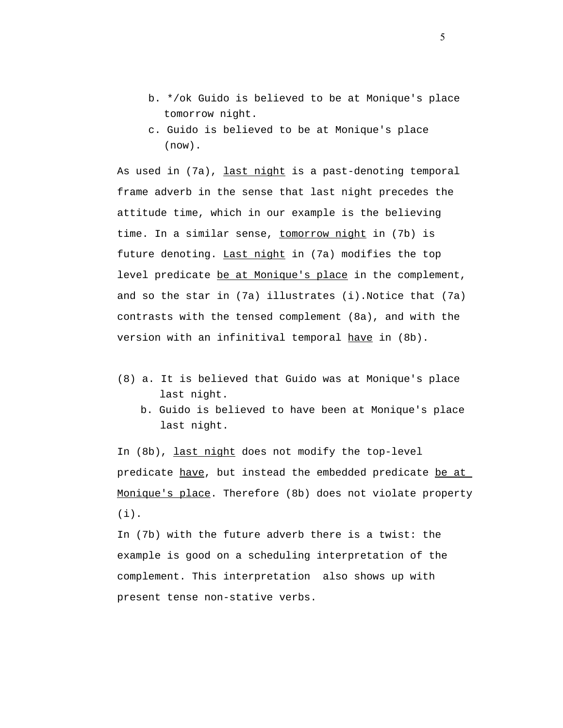b. */ok Guido is believed to be at Monique's place tomorrow night.

c. Guido is believed to be at Monique's place (now).

As used in (7a), last night is a past-denoting temporal frame adverb in the sense that last night precedes the attitude time, which in our example is the believing time. In a similar sense, tomorrow night in (7b) is future denoting. Last night in (7a) modifies the top level predicate be at Monique's place in the complement, and so the star in (7a) illustrates (i).Notice that (7a) contrasts with the tensed complement (8a), and with the version with an infinitival temporal have in (8b).

(8) a. It is believed that Guido was at Monique's place last night.

b. Guido is believed to have been at Monique's place last night.

In (8b), last night does not modify the top-level predicate have, but instead the embedded predicate be at Monique's place. Therefore (8b) does not violate property (i).

In (7b) with the future adverb there is a twist: the example is good on a scheduling interpretation of the complement. This interpretation also shows up with present tense non-stative verbs.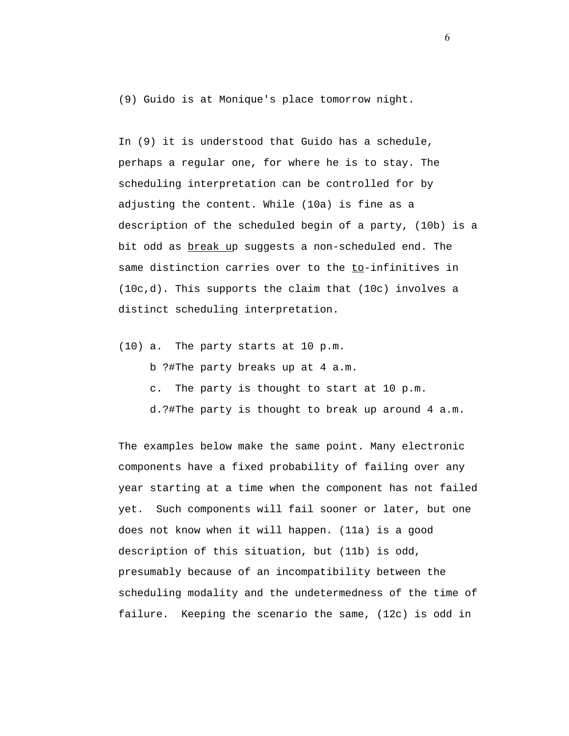(9) Guido is at Monique's place tomorrow night.

In (9) it is understood that Guido has a schedule, perhaps a regular one, for where he is to stay. The scheduling interpretation can be controlled for by adjusting the content. While (10a) is fine as a description of the scheduled begin of a party, (10b) is a bit odd as <u>break up</u> suggests a non-scheduled end. The same distinction carries over to the <u>to</u>-infinitives in (10c,d). This supports the claim that (10c) involves a distinct scheduling interpretation.

(10) a.  The party starts at 10 p.m.
     b ?#The party breaks up at 4 a.m.
     c.  The party is thought to start at 10 p.m.
     d.?#The party is thought to break up around 4 a.m.

The examples below make the same point. Many electronic components have a fixed probability of failing over any year starting at a time when the component has not failed yet.  Such components will fail sooner or later, but one does not know when it will happen. (11a) is a good description of this situation, but (11b) is odd, presumably because of an incompatibility between the scheduling modality and the undetermedness of the time of failure.  Keeping the scenario the same, (12c) is odd in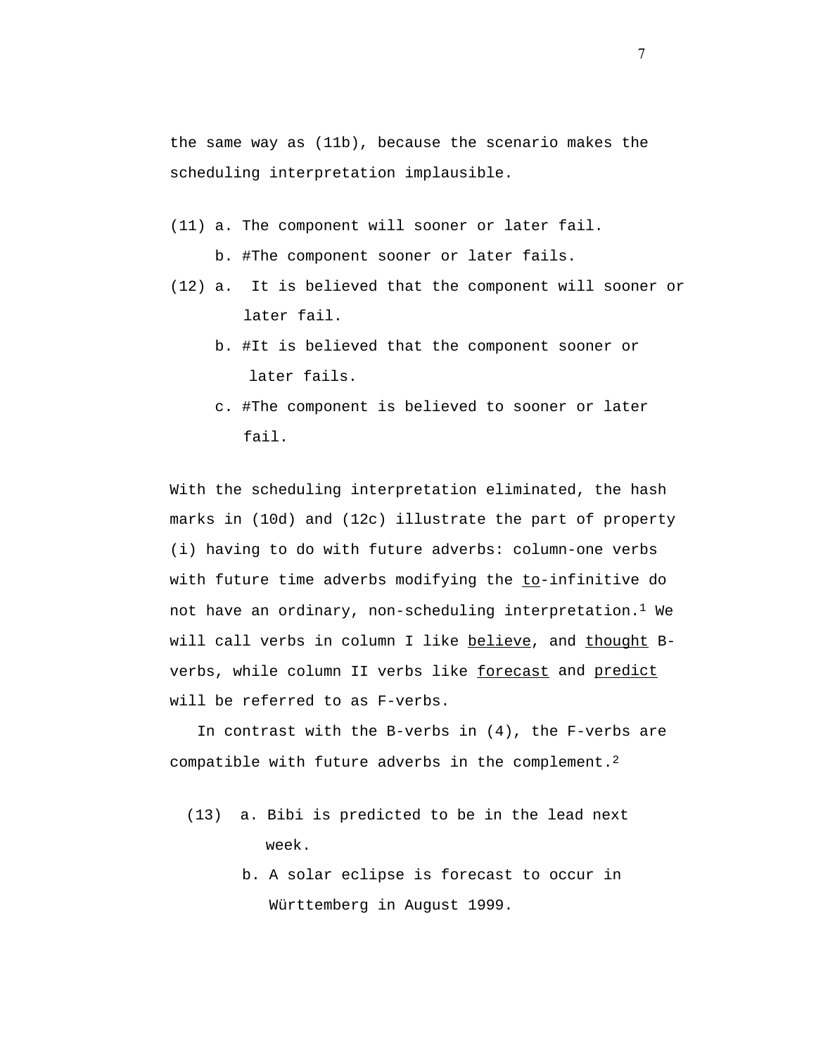the same way as (11b), because the scenario makes the scheduling interpretation implausible.

(11) a. The component will sooner or later fail.

b. #The component sooner or later fails.

(12) a. It is believed that the component will sooner or later fail.

b. #It is believed that the component sooner or later fails.

c. #The component is believed to sooner or later fail.

With the scheduling interpretation eliminated, the hash marks in (10d) and (12c) illustrate the part of property (i) having to do with future adverbs: column-one verbs with future time adverbs modifying the <u>to</u>-infinitive do not have an ordinary, non-scheduling interpretation.[1] We will call verbs in column I like <u>believe</u>, and <u>thought</u> B-verbs, while column II verbs like <u>forecast</u> and <u>predict</u> will be referred to as F-verbs.

In contrast with the B-verbs in (4), the F-verbs are compatible with future adverbs in the complement.[2]

(13) a. Bibi is predicted to be in the lead next week.

b. A solar eclipse is forecast to occur in Württemberg in August 1999.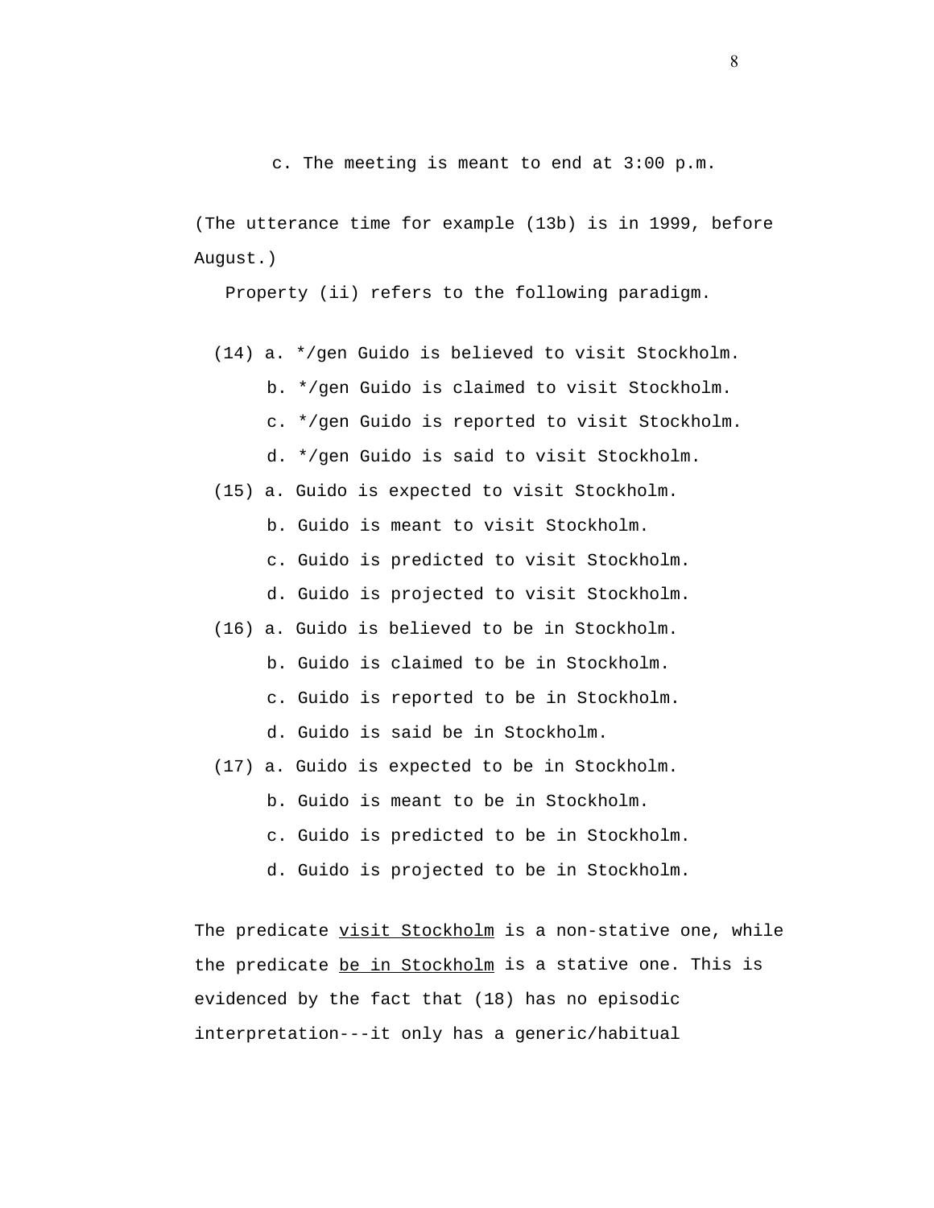c. The meeting is meant to end at 3:00 p.m.

(The utterance time for example (13b) is in 1999, before August.)

Property (ii) refers to the following paradigm.

(14) a. */gen Guido is believed to visit Stockholm.
     b. */gen Guido is claimed to visit Stockholm.
     c. */gen Guido is reported to visit Stockholm.
     d. */gen Guido is said to visit Stockholm.

(15) a. Guido is expected to visit Stockholm.
     b. Guido is meant to visit Stockholm.
     c. Guido is predicted to visit Stockholm.
     d. Guido is projected to visit Stockholm.

(16) a. Guido is believed to be in Stockholm.
     b. Guido is claimed to be in Stockholm.
     c. Guido is reported to be in Stockholm.
     d. Guido is said be in Stockholm.

(17) a. Guido is expected to be in Stockholm.
     b. Guido is meant to be in Stockholm.
     c. Guido is predicted to be in Stockholm.
     d. Guido is projected to be in Stockholm.

The predicate <u>visit Stockholm</u> is a non-stative one, while the predicate <u>be in Stockholm</u> is a stative one. This is evidenced by the fact that (18) has no episodic interpretation---it only has a generic/habitual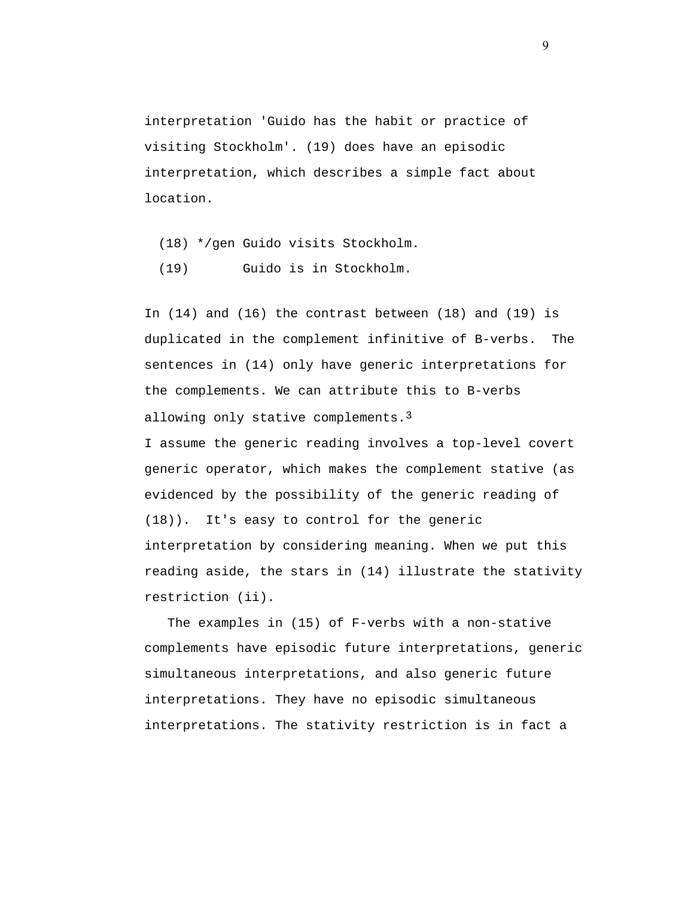interpretation 'Guido has the habit or practice of visiting Stockholm'. (19) does have an episodic interpretation, which describes a simple fact about location.

(18) */gen Guido visits Stockholm.

(19) Guido is in Stockholm.

In (14) and (16) the contrast between (18) and (19) is duplicated in the complement infinitive of B-verbs. The sentences in (14) only have generic interpretations for the complements. We can attribute this to B-verbs allowing only stative complements.[3]

I assume the generic reading involves a top-level covert generic operator, which makes the complement stative (as evidenced by the possibility of the generic reading of (18)). It's easy to control for the generic interpretation by considering meaning. When we put this reading aside, the stars in (14) illustrate the stativity restriction (ii).

The examples in (15) of F-verbs with a non-stative complements have episodic future interpretations, generic simultaneous interpretations, and also generic future interpretations. They have no episodic simultaneous interpretations. The stativity restriction is in fact a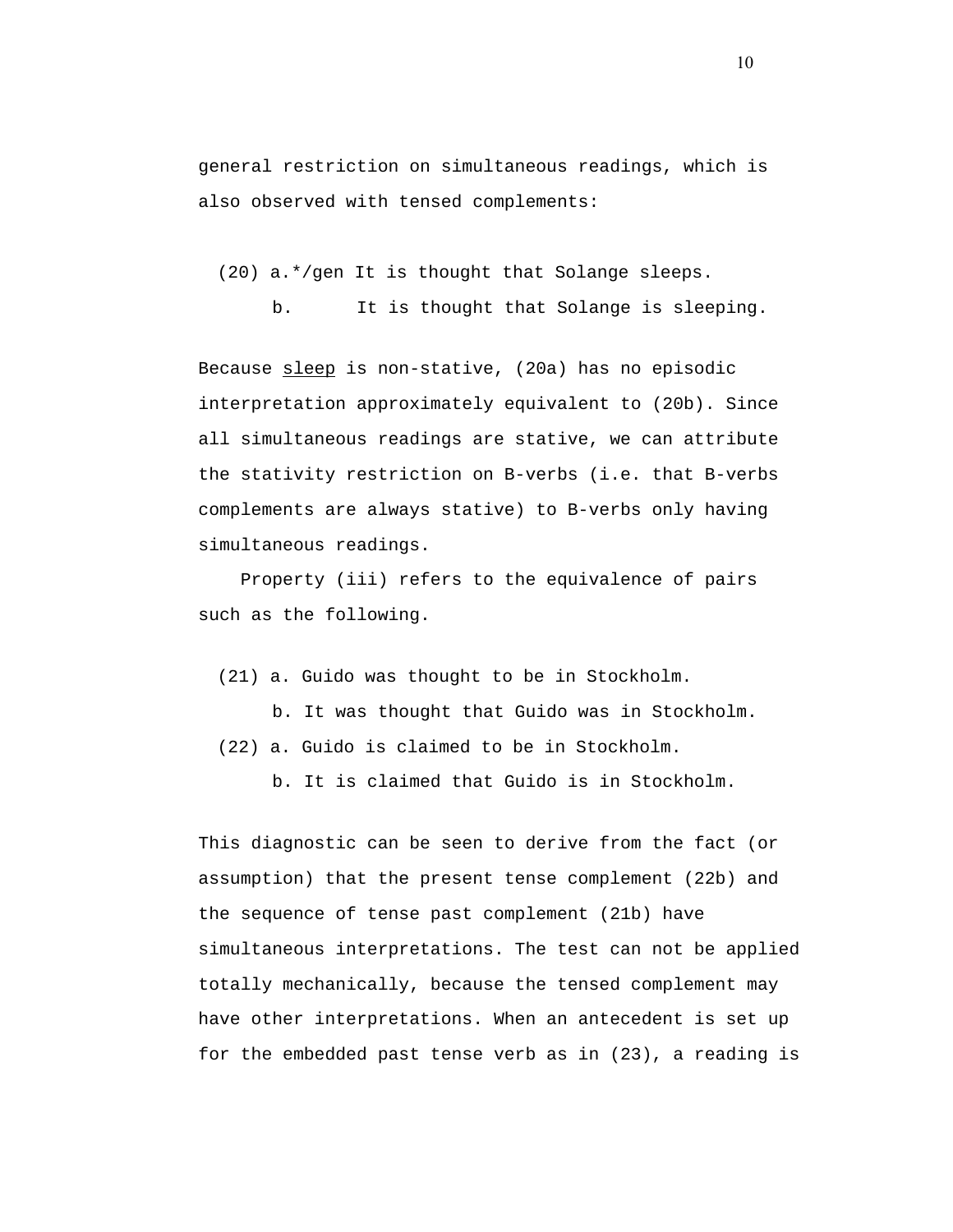general restriction on simultaneous readings, which is also observed with tensed complements:

(20) a.*/gen It is thought that Solange sleeps.
     b. It is thought that Solange is sleeping.

Because _sleep_ is non-stative, (20a) has no episodic interpretation approximately equivalent to (20b). Since all simultaneous readings are stative, we can attribute the stativity restriction on B-verbs (i.e. that B-verbs complements are always stative) to B-verbs only having simultaneous readings.

Property (iii) refers to the equivalence of pairs such as the following.

(21) a. Guido was thought to be in Stockholm.
     b. It was thought that Guido was in Stockholm.

(22) a. Guido is claimed to be in Stockholm.
     b. It is claimed that Guido is in Stockholm.

This diagnostic can be seen to derive from the fact (or assumption) that the present tense complement (22b) and the sequence of tense past complement (21b) have simultaneous interpretations. The test can not be applied totally mechanically, because the tensed complement may have other interpretations. When an antecedent is set up for the embedded past tense verb as in (23), a reading is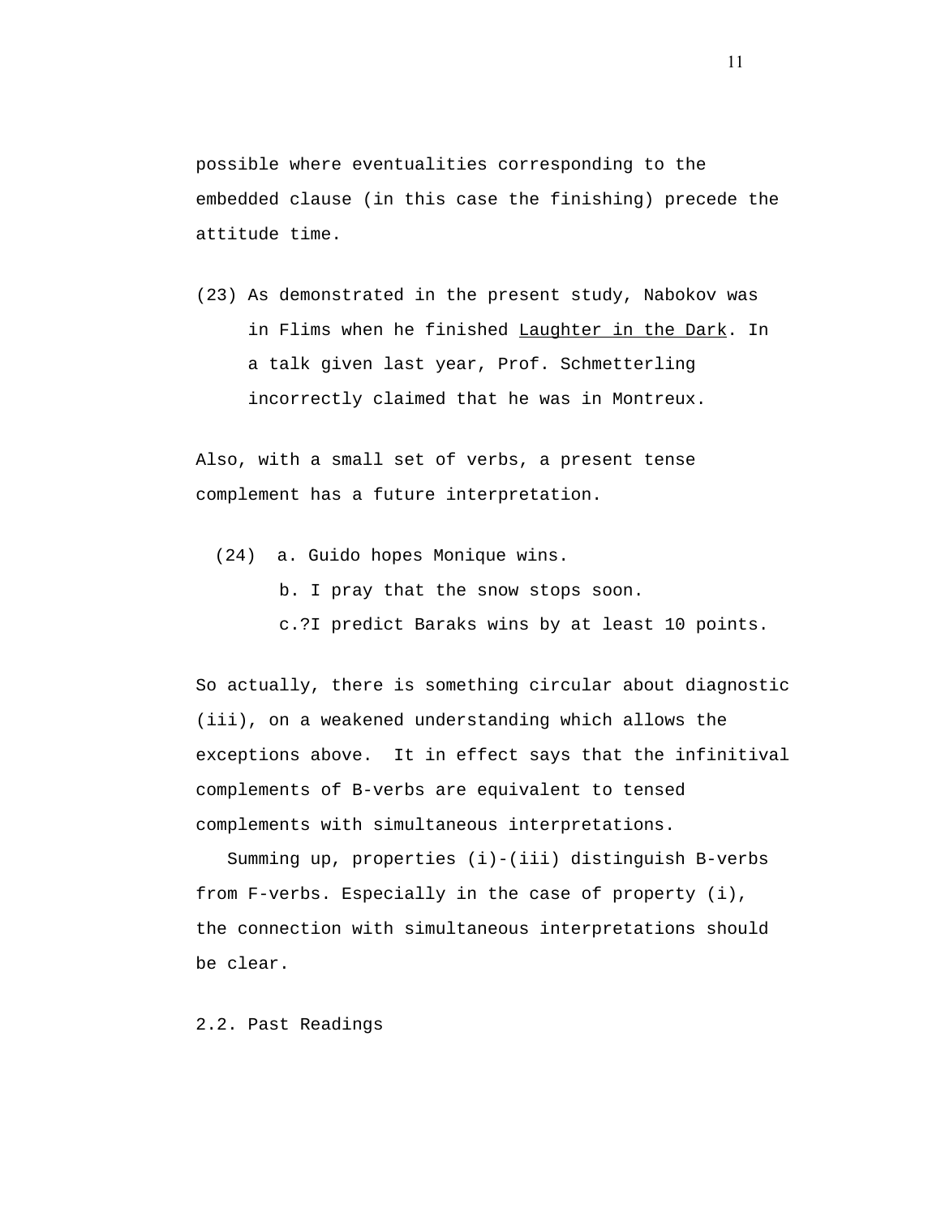possible where eventualities corresponding to the embedded clause (in this case the finishing) precede the attitude time.

(23) As demonstrated in the present study, Nabokov was in Flims when he finished <u>Laughter in the Dark</u>. In a talk given last year, Prof. Schmetterling incorrectly claimed that he was in Montreux.

Also, with a small set of verbs, a present tense complement has a future interpretation.

(24) a. Guido hopes Monique wins.
b. I pray that the snow stops soon.
c.?I predict Baraks wins by at least 10 points.

So actually, there is something circular about diagnostic (iii), on a weakened understanding which allows the exceptions above. It in effect says that the infinitival complements of B-verbs are equivalent to tensed complements with simultaneous interpretations.

Summing up, properties (i)-(iii) distinguish B-verbs from F-verbs. Especially in the case of property (i), the connection with simultaneous interpretations should be clear.

2.2. Past Readings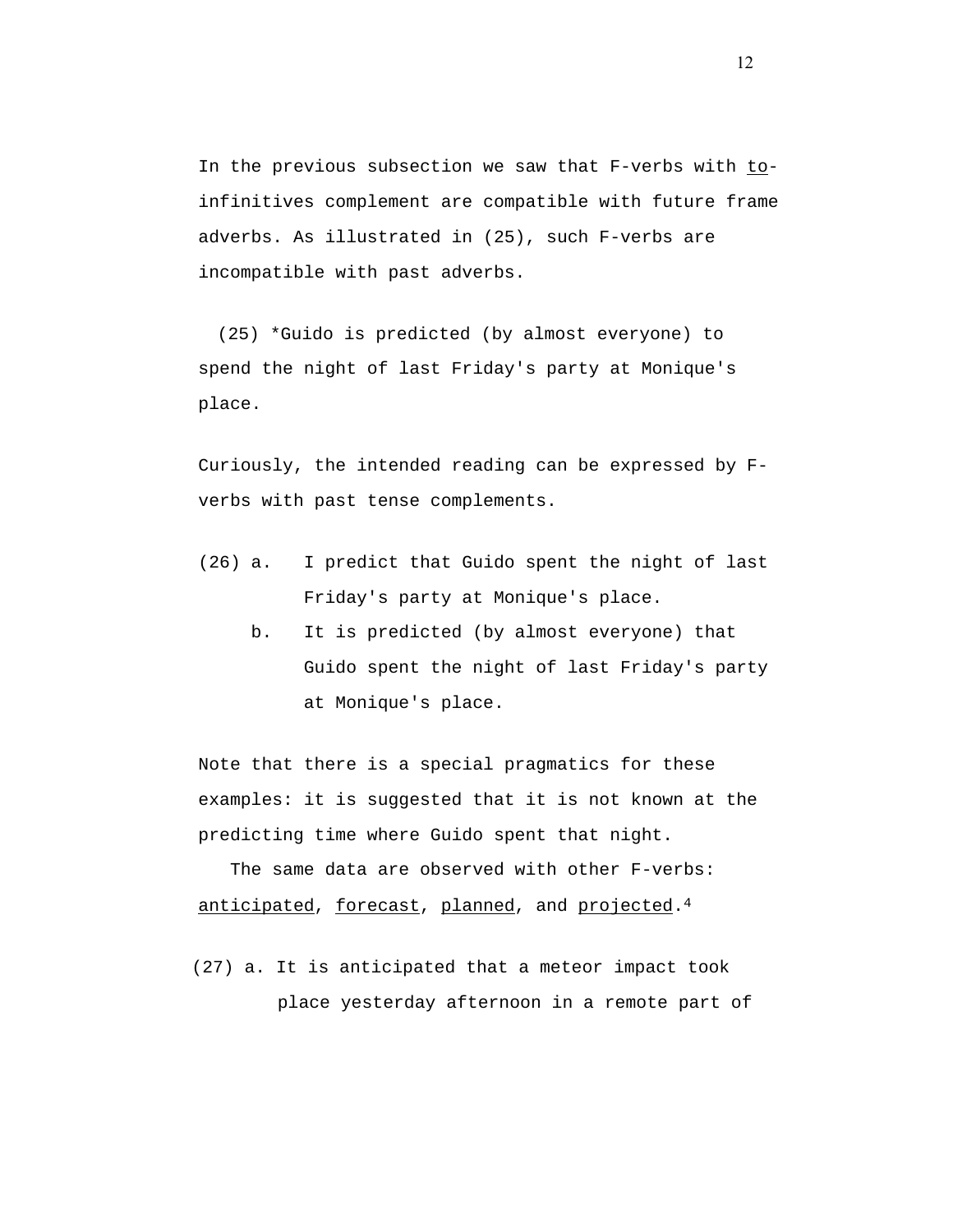In the previous subsection we saw that F-verbs with to-infinitives complement are compatible with future frame adverbs. As illustrated in (25), such F-verbs are incompatible with past adverbs.

(25) *Guido is predicted (by almost everyone) to spend the night of last Friday's party at Monique's place.

Curiously, the intended reading can be expressed by F-verbs with past tense complements.

(26) a. I predict that Guido spent the night of last Friday's party at Monique's place.

b. It is predicted (by almost everyone) that Guido spent the night of last Friday's party at Monique's place.

Note that there is a special pragmatics for these examples: it is suggested that it is not known at the predicting time where Guido spent that night.

The same data are observed with other F-verbs: anticipated, forecast, planned, and projected.[4]

(27) a. It is anticipated that a meteor impact took place yesterday afternoon in a remote part of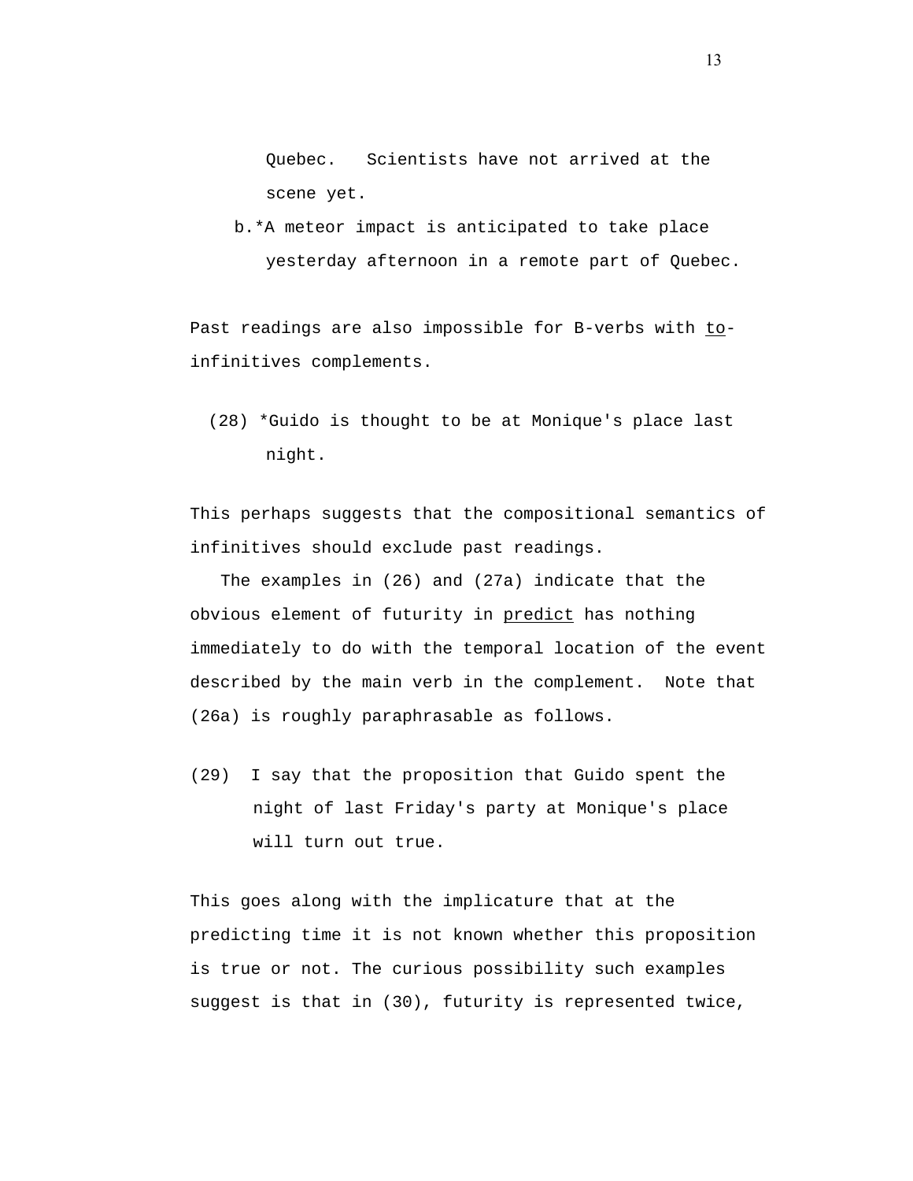Quebec.   Scientists have not arrived at the scene yet.

b.*A meteor impact is anticipated to take place yesterday afternoon in a remote part of Quebec.

Past readings are also impossible for B-verbs with _to_-infinitives complements.

(28) *Guido is thought to be at Monique's place last night.

This perhaps suggests that the compositional semantics of infinitives should exclude past readings.

The examples in (26) and (27a) indicate that the obvious element of futurity in _predict_ has nothing immediately to do with the temporal location of the event described by the main verb in the complement.  Note that (26a) is roughly paraphrasable as follows.

(29)  I say that the proposition that Guido spent the night of last Friday's party at Monique's place will turn out true.

This goes along with the implicature that at the predicting time it is not known whether this proposition is true or not. The curious possibility such examples suggest is that in (30), futurity is represented twice,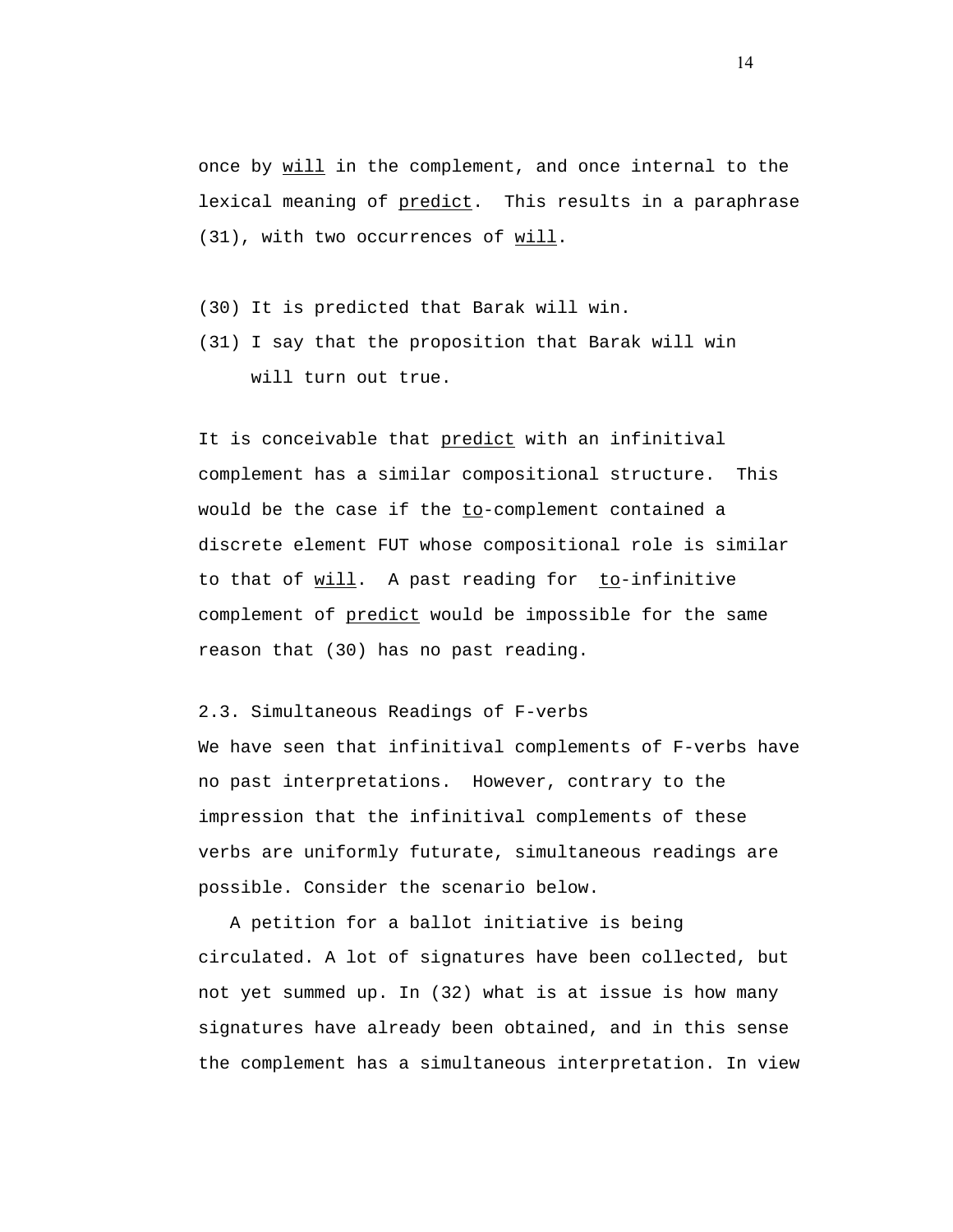once by _will_ in the complement, and once internal to the lexical meaning of _predict_. This results in a paraphrase (31), with two occurrences of _will_.

(30) It is predicted that Barak will win.

(31) I say that the proposition that Barak will win will turn out true.

It is conceivable that _predict_ with an infinitival complement has a similar compositional structure. This would be the case if the _to_-complement contained a discrete element FUT whose compositional role is similar to that of _will_. A past reading for _to_-infinitive complement of _predict_ would be impossible for the same reason that (30) has no past reading.

## 2.3. Simultaneous Readings of F-verbs

We have seen that infinitival complements of F-verbs have no past interpretations. However, contrary to the impression that the infinitival complements of these verbs are uniformly futurate, simultaneous readings are possible. Consider the scenario below.

A petition for a ballot initiative is being circulated. A lot of signatures have been collected, but not yet summed up. In (32) what is at issue is how many signatures have already been obtained, and in this sense the complement has a simultaneous interpretation. In view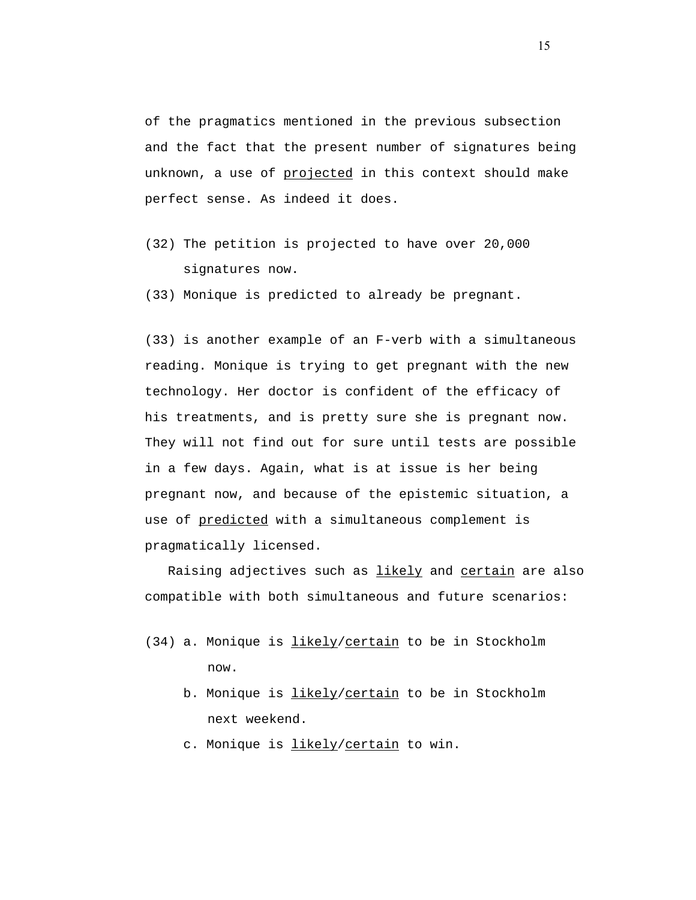of the pragmatics mentioned in the previous subsection and the fact that the present number of signatures being unknown, a use of projected in this context should make perfect sense. As indeed it does.

(32) The petition is projected to have over 20,000 signatures now.

(33) Monique is predicted to already be pregnant.

(33) is another example of an F-verb with a simultaneous reading. Monique is trying to get pregnant with the new technology. Her doctor is confident of the efficacy of his treatments, and is pretty sure she is pregnant now. They will not find out for sure until tests are possible in a few days. Again, what is at issue is her being pregnant now, and because of the epistemic situation, a use of predicted with a simultaneous complement is pragmatically licensed.

Raising adjectives such as likely and certain are also compatible with both simultaneous and future scenarios:

(34) a. Monique is likely/certain to be in Stockholm now.

b. Monique is likely/certain to be in Stockholm next weekend.

c. Monique is likely/certain to win.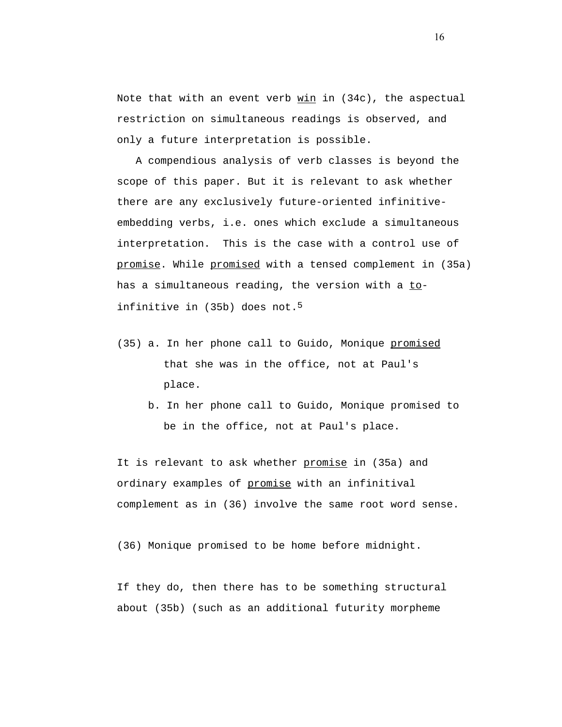Note that with an event verb _win_ in (34c), the aspectual restriction on simultaneous readings is observed, and only a future interpretation is possible.

A compendious analysis of verb classes is beyond the scope of this paper. But it is relevant to ask whether there are any exclusively future-oriented infinitive-embedding verbs, i.e. ones which exclude a simultaneous interpretation. This is the case with a control use of _promise_. While _promised_ with a tensed complement in (35a) has a simultaneous reading, the version with a _to_-infinitive in (35b) does not.[5]

(35) a. In her phone call to Guido, Monique _promised_ that she was in the office, not at Paul's place.

b. In her phone call to Guido, Monique promised to be in the office, not at Paul's place.

It is relevant to ask whether _promise_ in (35a) and ordinary examples of _promise_ with an infinitival complement as in (36) involve the same root word sense.

(36) Monique promised to be home before midnight.

If they do, then there has to be something structural about (35b) (such as an additional futurity morpheme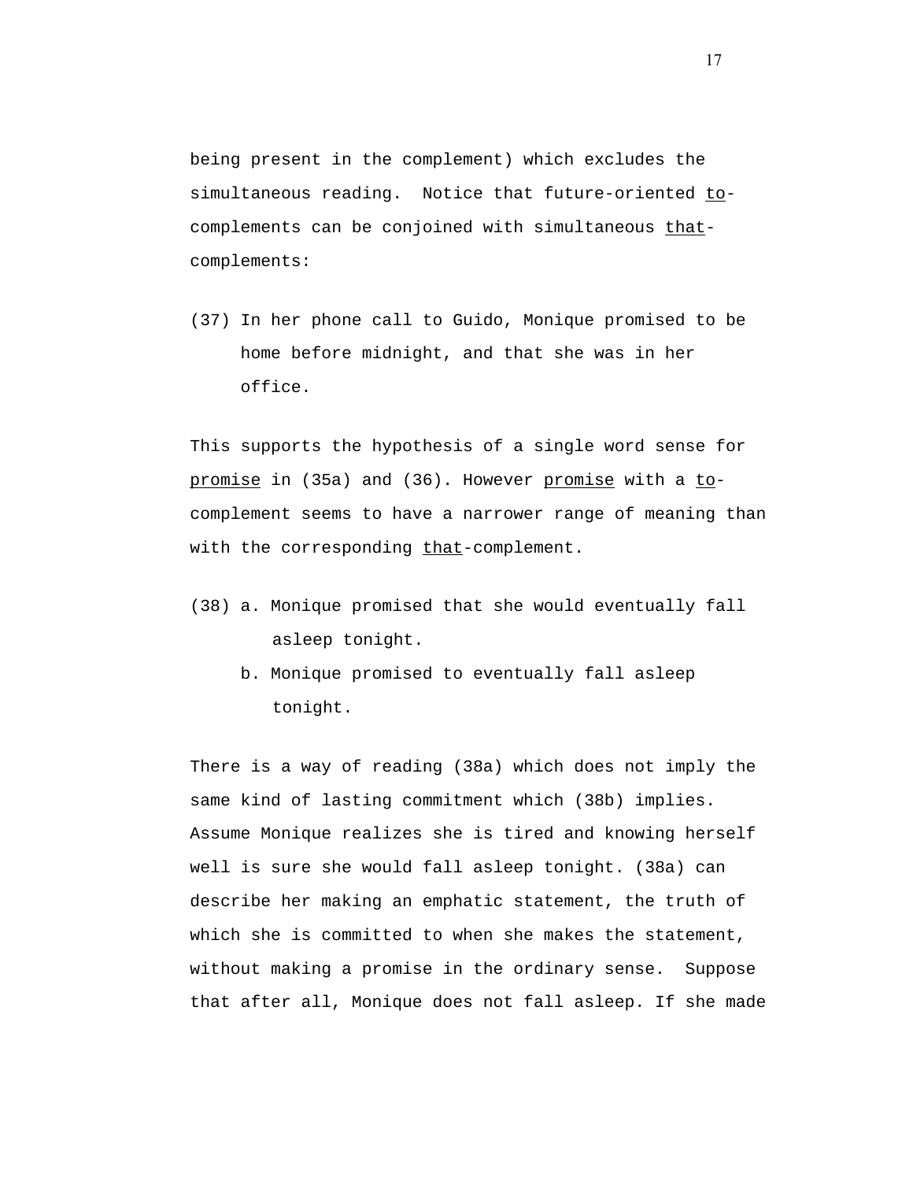being present in the complement) which excludes the simultaneous reading. Notice that future-oriented _to_-complements can be conjoined with simultaneous _that_-complements:

(37) In her phone call to Guido, Monique promised to be home before midnight, and that she was in her office.

This supports the hypothesis of a single word sense for _promise_ in (35a) and (36). However _promise_ with a _to_-complement seems to have a narrower range of meaning than with the corresponding _that_-complement.

(38) a. Monique promised that she would eventually fall asleep tonight.

b. Monique promised to eventually fall asleep tonight.

There is a way of reading (38a) which does not imply the same kind of lasting commitment which (38b) implies. Assume Monique realizes she is tired and knowing herself well is sure she would fall asleep tonight. (38a) can describe her making an emphatic statement, the truth of which she is committed to when she makes the statement, without making a promise in the ordinary sense. Suppose that after all, Monique does not fall asleep. If she made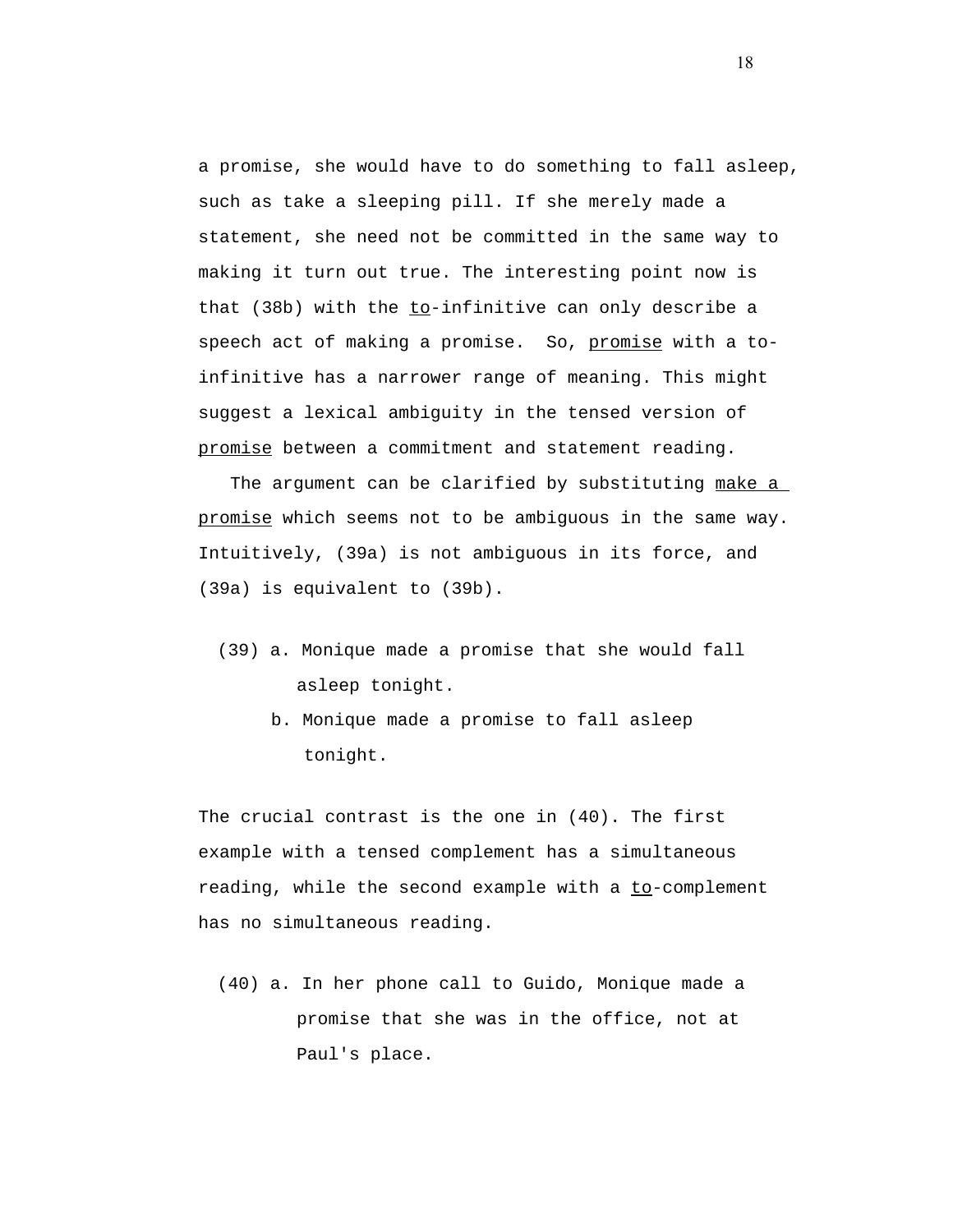a promise, she would have to do something to fall asleep, such as take a sleeping pill. If she merely made a statement, she need not be committed in the same way to making it turn out true. The interesting point now is that (38b) with the <u>to</u>-infinitive can only describe a speech act of making a promise. So, <u>promise</u> with a to-infinitive has a narrower range of meaning. This might suggest a lexical ambiguity in the tensed version of <u>promise</u> between a commitment and statement reading.

The argument can be clarified by substituting <u>make a promise</u> which seems not to be ambiguous in the same way. Intuitively, (39a) is not ambiguous in its force, and (39a) is equivalent to (39b).

(39) a. Monique made a promise that she would fall asleep tonight.

b. Monique made a promise to fall asleep tonight.

The crucial contrast is the one in (40). The first example with a tensed complement has a simultaneous reading, while the second example with a <u>to</u>-complement has no simultaneous reading.

(40) a. In her phone call to Guido, Monique made a promise that she was in the office, not at Paul's place.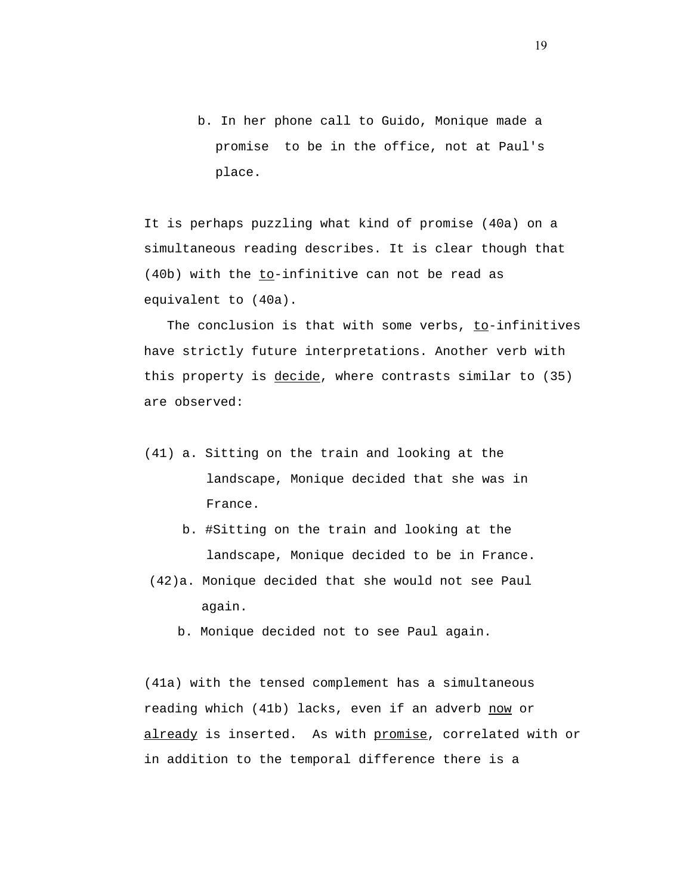b. In her phone call to Guido, Monique made a promise to be in the office, not at Paul's place.

It is perhaps puzzling what kind of promise (40a) on a simultaneous reading describes. It is clear though that (40b) with the _to_-infinitive can not be read as equivalent to (40a).

The conclusion is that with some verbs, _to_-infinitives have strictly future interpretations. Another verb with this property is _decide_, where contrasts similar to (35) are observed:

(41) a. Sitting on the train and looking at the landscape, Monique decided that she was in France.

b. #Sitting on the train and looking at the landscape, Monique decided to be in France.

(42) a. Monique decided that she would not see Paul again.

b. Monique decided not to see Paul again.

(41a) with the tensed complement has a simultaneous reading which (41b) lacks, even if an adverb _now_ or _already_ is inserted. As with _promise_, correlated with or in addition to the temporal difference there is a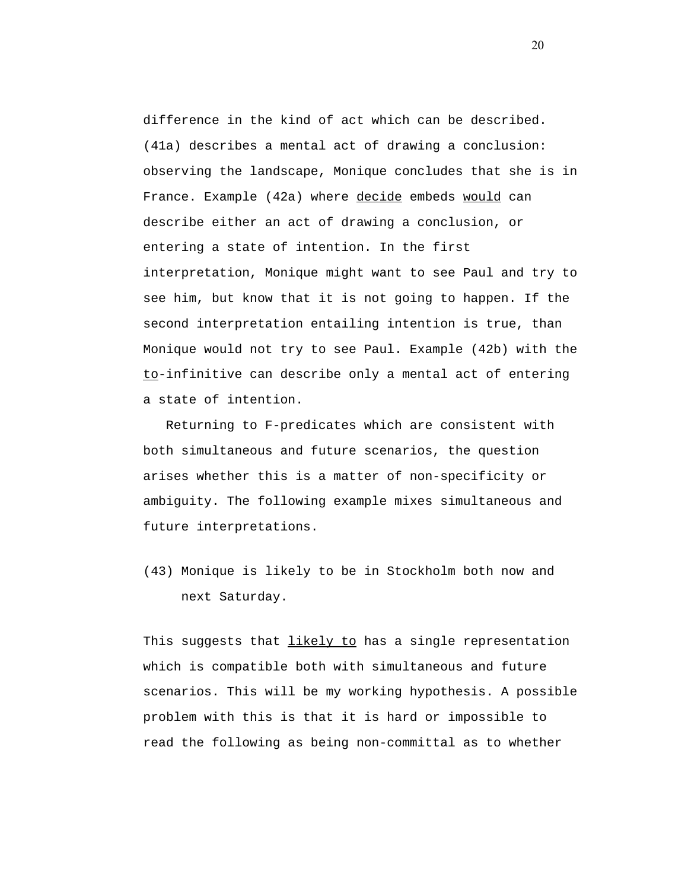difference in the kind of act which can be described. (41a) describes a mental act of drawing a conclusion: observing the landscape, Monique concludes that she is in France. Example (42a) where <u>decide</u> embeds <u>would</u> can describe either an act of drawing a conclusion, or entering a state of intention. In the first interpretation, Monique might want to see Paul and try to see him, but know that it is not going to happen. If the second interpretation entailing intention is true, than Monique would not try to see Paul. Example (42b) with the <u>to</u>-infinitive can describe only a mental act of entering a state of intention.

Returning to F-predicates which are consistent with both simultaneous and future scenarios, the question arises whether this is a matter of non-specificity or ambiguity. The following example mixes simultaneous and future interpretations.

(43) Monique is likely to be in Stockholm both now and next Saturday.

This suggests that <u>likely to</u> has a single representation which is compatible both with simultaneous and future scenarios. This will be my working hypothesis. A possible problem with this is that it is hard or impossible to read the following as being non-committal as to whether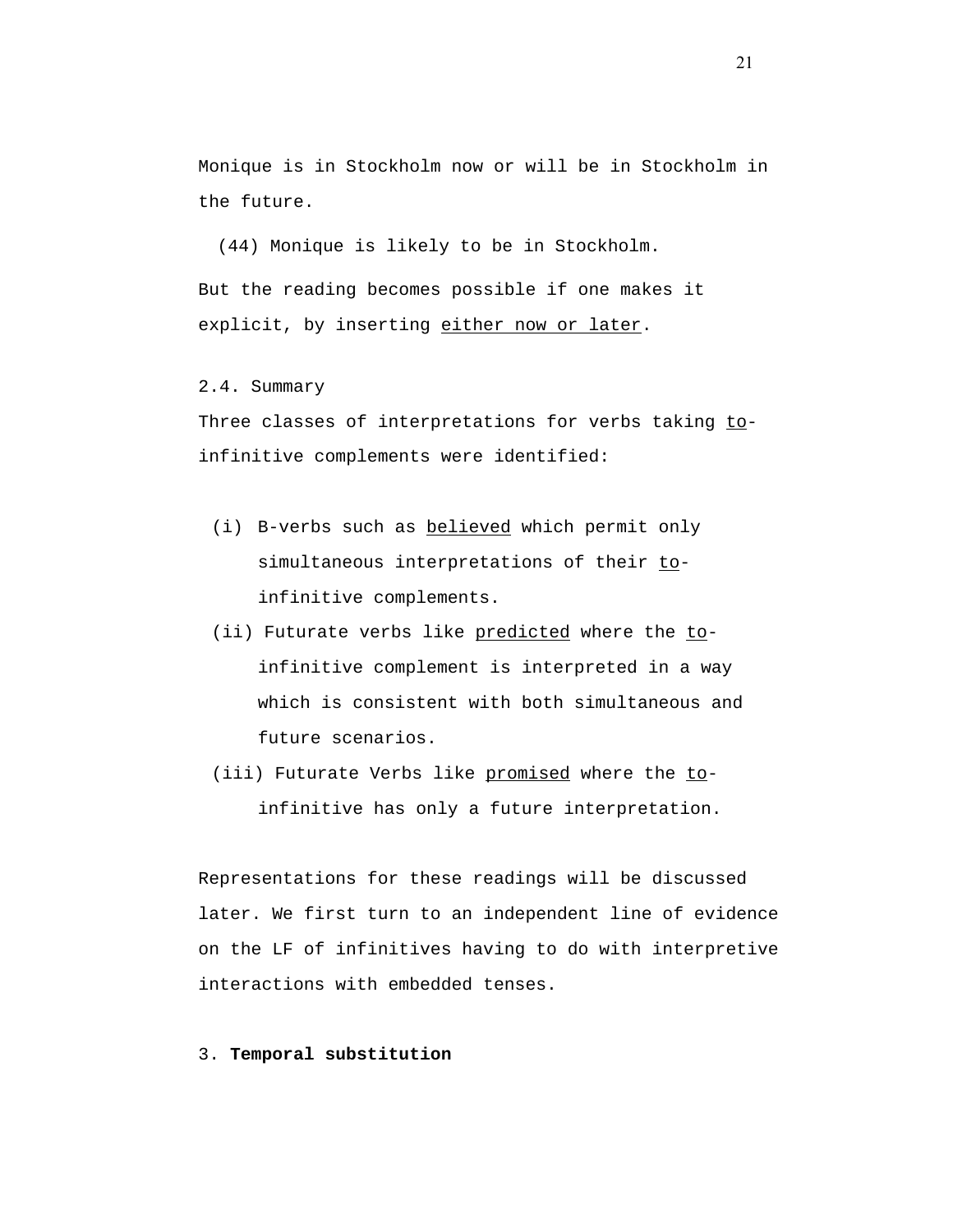Monique is in Stockholm now or will be in Stockholm in the future.

(44) Monique is likely to be in Stockholm.

But the reading becomes possible if one makes it explicit, by inserting <u>either now or later</u>.

2.4. Summary

Three classes of interpretations for verbs taking <u>to</u>-infinitive complements were identified:

(i) B-verbs such as <u>believed</u> which permit only simultaneous interpretations of their <u>to</u>-infinitive complements.

(ii) Futurate verbs like <u>predicted</u> where the <u>to</u>-infinitive complement is interpreted in a way which is consistent with both simultaneous and future scenarios.

(iii) Futurate Verbs like <u>promised</u> where the <u>to</u>-infinitive has only a future interpretation.

Representations for these readings will be discussed later. We first turn to an independent line of evidence on the LF of infinitives having to do with interpretive interactions with embedded tenses.

3. **Temporal substitution**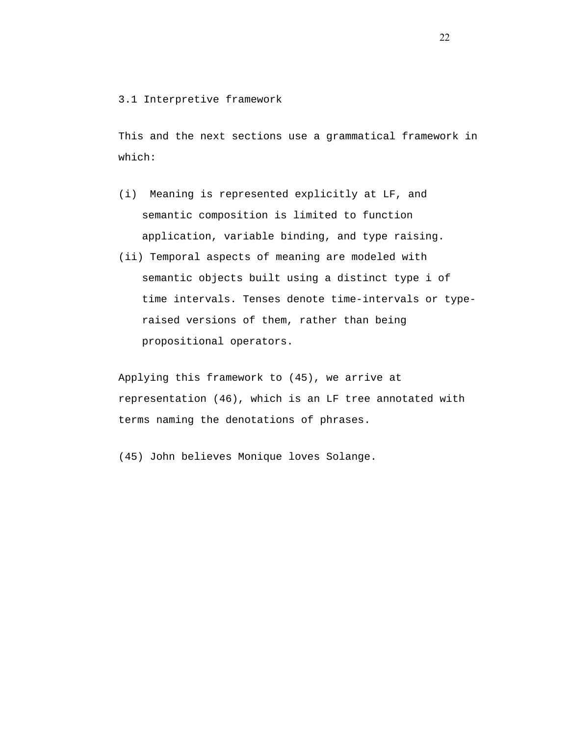## 3.1 Interpretive framework

This and the next sections use a grammatical framework in which:

(i) Meaning is represented explicitly at LF, and semantic composition is limited to function application, variable binding, and type raising.

(ii) Temporal aspects of meaning are modeled with semantic objects built using a distinct type i of time intervals. Tenses denote time-intervals or type-raised versions of them, rather than being propositional operators.

Applying this framework to (45), we arrive at representation (46), which is an LF tree annotated with terms naming the denotations of phrases.

(45) John believes Monique loves Solange.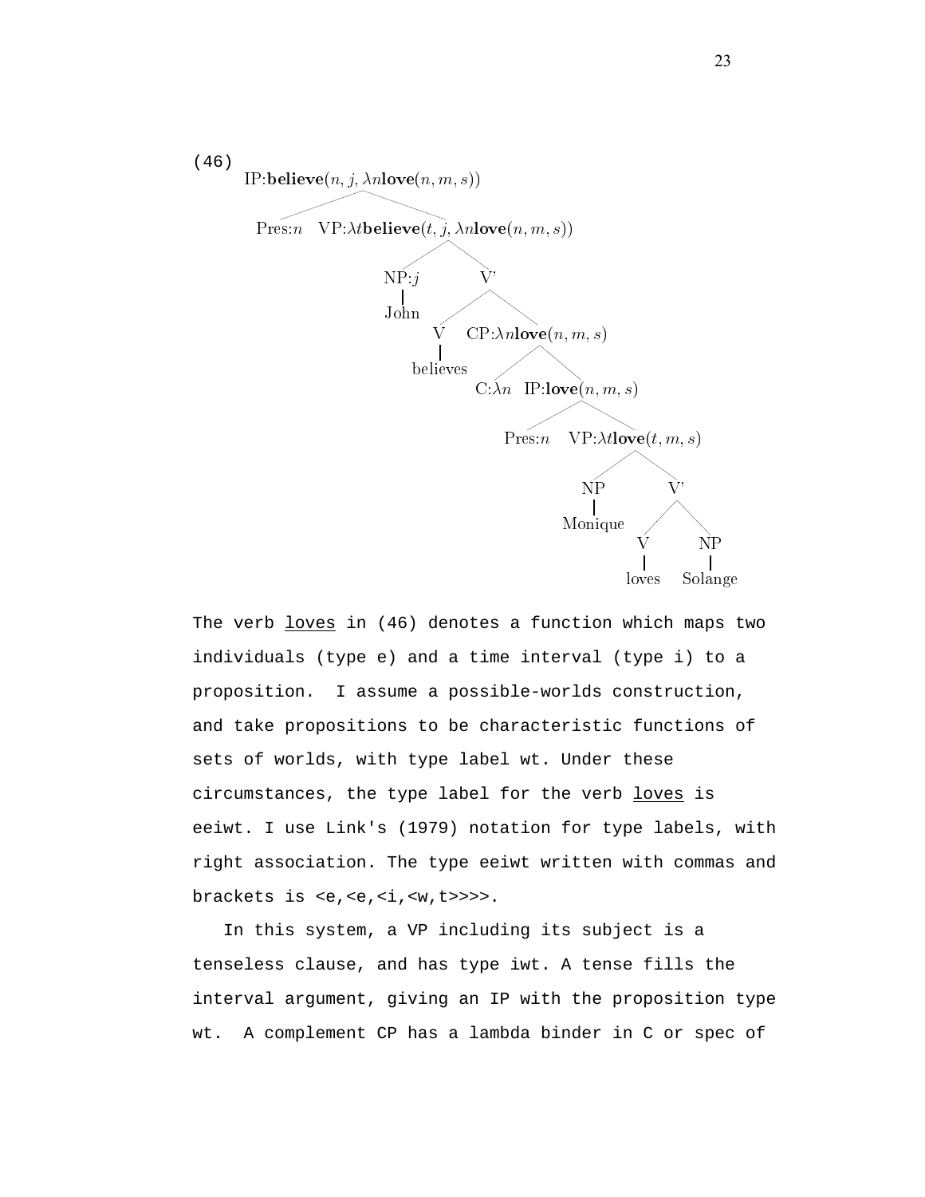(46)

```
IP:believe(n, j, λn love(n, m, s))
├── Pres:n
└── VP:λt believe(t, j, λn love(n, m, s))
    ├── NP:j
    │   └── John
    └── V'
        ├── V
        │   └── believes
        └── CP:λn love(n, m, s)
            ├── C:λn
            └── IP:love(n, m, s)
                ├── Pres:n
                └── VP:λt love(t, m, s)
                    ├── NP
                    │   └── Monique
                    └── V'
                        ├── V
                        │   └── loves
                        └── NP
                            └── Solange
```

The verb <u>loves</u> in (46) denotes a function which maps two individuals (type e) and a time interval (type i) to a proposition. I assume a possible-worlds construction, and take propositions to be characteristic functions of sets of worlds, with type label wt. Under these circumstances, the type label for the verb <u>loves</u> is eeiwt. I use Link's (1979) notation for type labels, with right association. The type eeiwt written with commas and brackets is <e,<e,<i,<w,t>>>>.

In this system, a VP including its subject is a tenseless clause, and has type iwt. A tense fills the interval argument, giving an IP with the proposition type wt. A complement CP has a lambda binder in C or spec of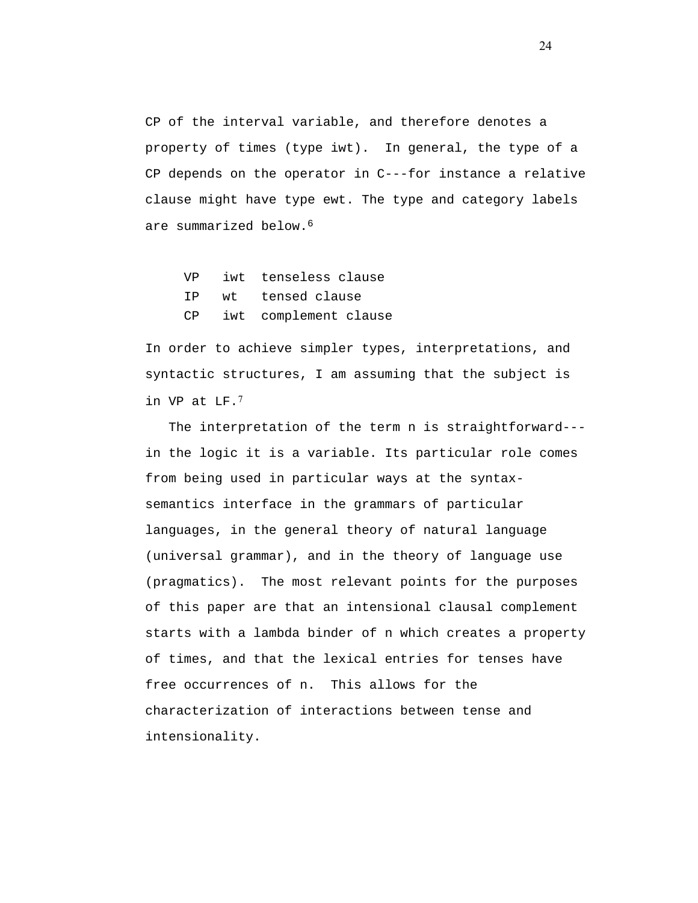CP of the interval variable, and therefore denotes a property of times (type iwt). In general, the type of a CP depends on the operator in C---for instance a relative clause might have type ewt. The type and category labels are summarized below.[6]

| | | |
|---|---|---|
| VP | iwt | tenseless clause |
| IP | wt | tensed clause |
| CP | iwt | complement clause |

In order to achieve simpler types, interpretations, and syntactic structures, I am assuming that the subject is in VP at LF.[7]

The interpretation of the term n is straightforward---in the logic it is a variable. Its particular role comes from being used in particular ways at the syntax-semantics interface in the grammars of particular languages, in the general theory of natural language (universal grammar), and in the theory of language use (pragmatics). The most relevant points for the purposes of this paper are that an intensional clausal complement starts with a lambda binder of n which creates a property of times, and that the lexical entries for tenses have free occurrences of n. This allows for the characterization of interactions between tense and intensionality.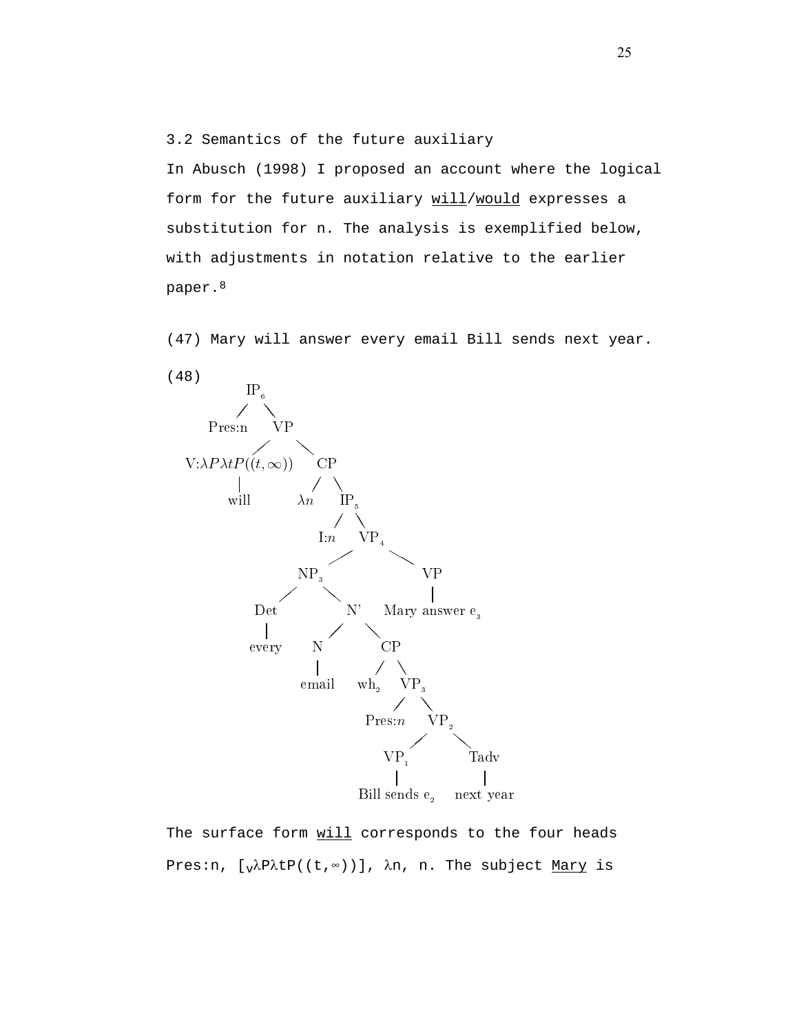### 3.2 Semantics of the future auxiliary

In Abusch (1998) I proposed an account where the logical form for the future auxiliary will/would expresses a substitution for n. The analysis is exemplified below, with adjustments in notation relative to the earlier paper.[8]

(47) Mary will answer every email Bill sends next year.

(48)

```
IP6
├── Pres:n
└── VP
    ├── V:λPλtP((t,∞))
    │   └── will
    └── CP
        ├── λn
        └── IP5
            ├── I:n
            └── VP4
                ├── NP3
                │   ├── Det
                │   │   └── every
                │   └── N'
                │       ├── N
                │       │   └── email
                │       └── CP
                │           ├── wh2
                │           └── VP3
                │               ├── Pres:n
                │               └── VP2
                │                   ├── VP1
                │                   │   └── Bill sends e2
                │                   └── Tadv
                │                       └── next year
                └── VP
                    └── Mary answer e3
```

The surface form will corresponds to the four heads Pres:n, $[_V \lambda P \lambda t P((t,\infty))]$, $\lambda n$, n. The subject Mary is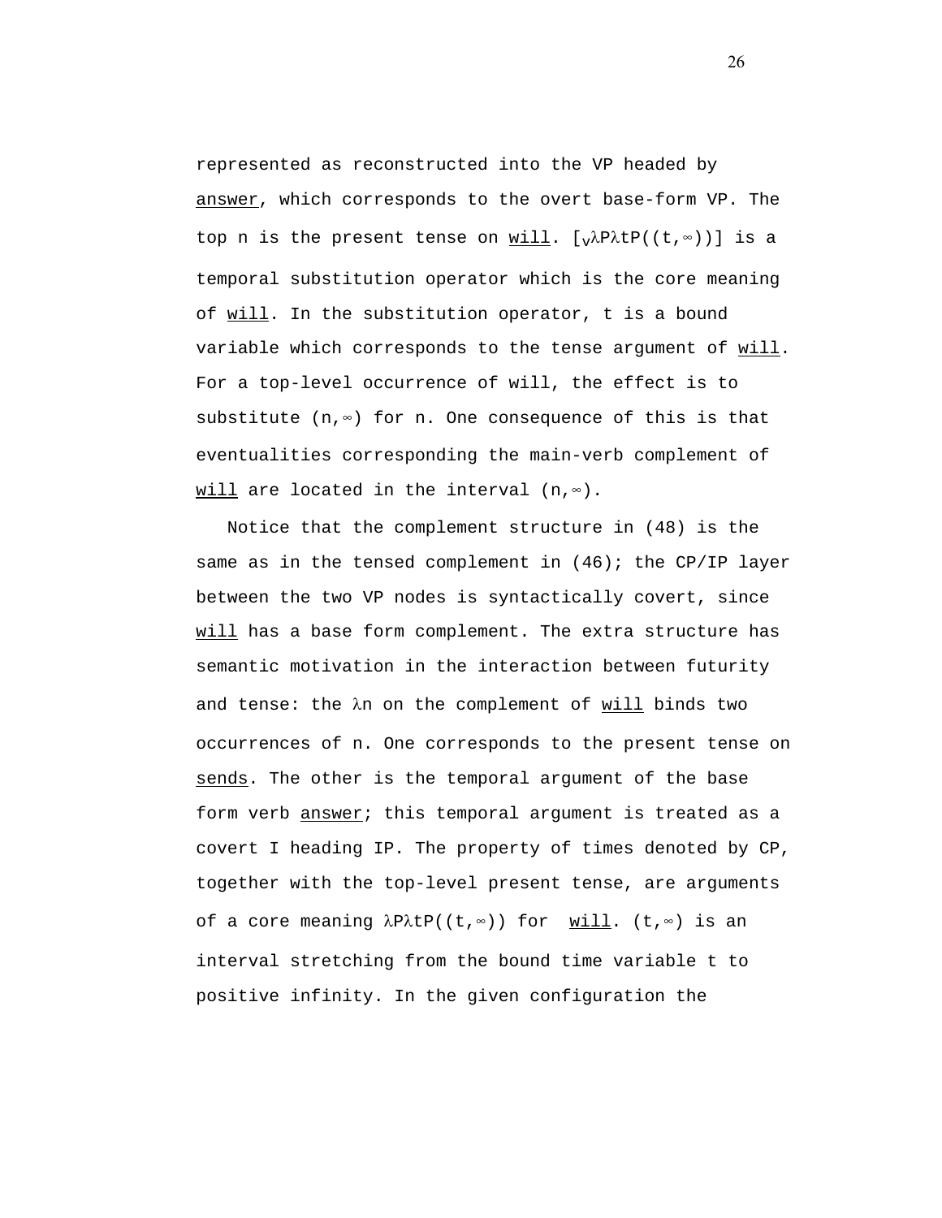represented as reconstructed into the VP headed by answer, which corresponds to the overt base-form VP. The top n is the present tense on will. $[_V \lambda P \lambda t P((t,\infty))]$ is a temporal substitution operator which is the core meaning of will. In the substitution operator, t is a bound variable which corresponds to the tense argument of will. For a top-level occurrence of will, the effect is to substitute $(n,\infty)$ for n. One consequence of this is that eventualities corresponding the main-verb complement of will are located in the interval $(n,\infty)$.

Notice that the complement structure in (48) is the same as in the tensed complement in (46); the CP/IP layer between the two VP nodes is syntactically covert, since will has a base form complement. The extra structure has semantic motivation in the interaction between futurity and tense: the $\lambda n$ on the complement of will binds two occurrences of n. One corresponds to the present tense on sends. The other is the temporal argument of the base form verb answer; this temporal argument is treated as a covert I heading IP. The property of times denoted by CP, together with the top-level present tense, are arguments of a core meaning $\lambda P \lambda t P((t,\infty))$ for will. $(t,\infty)$ is an interval stretching from the bound time variable t to positive infinity. In the given configuration the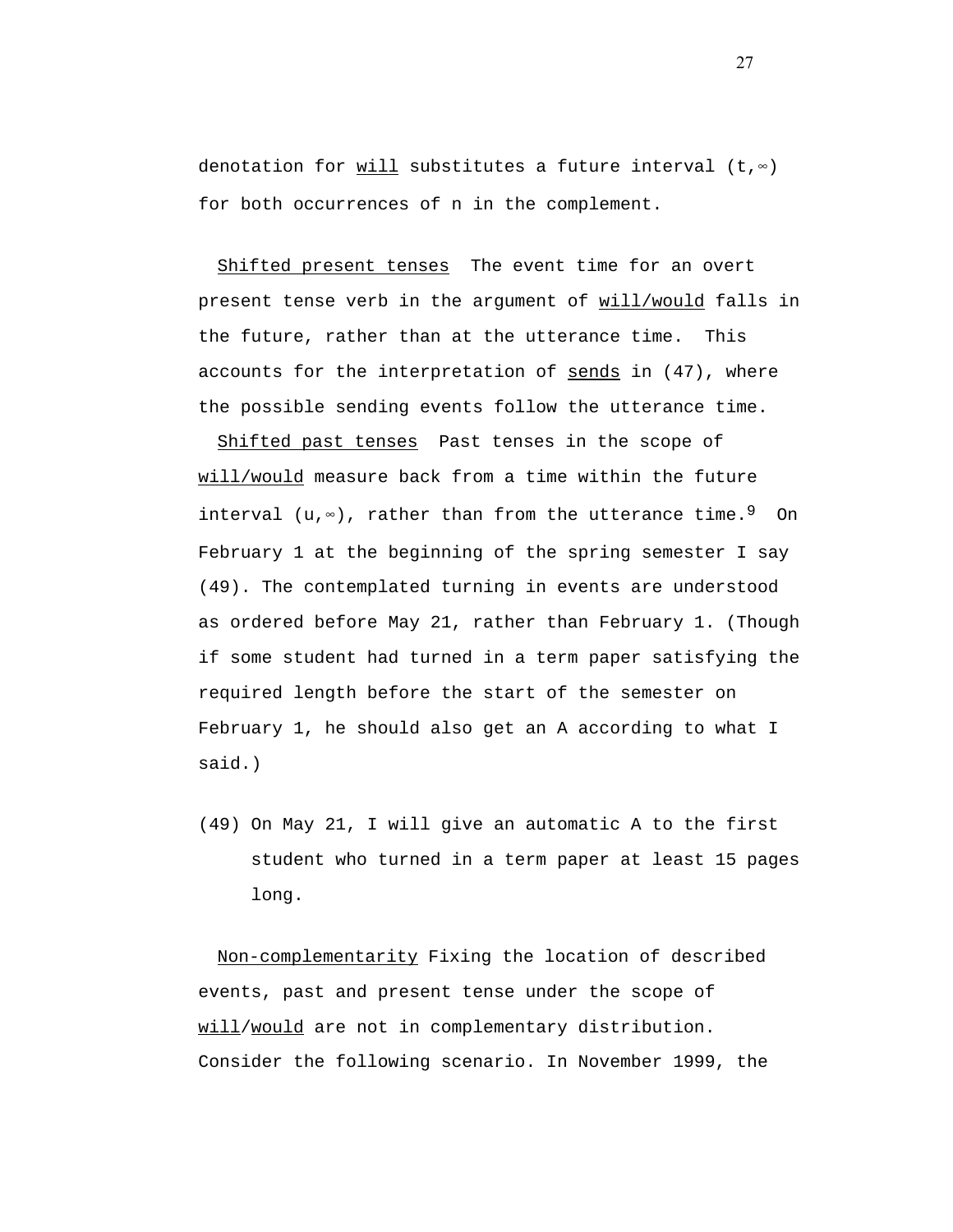denotation for <u>will</u> substitutes a future interval $(t,\infty)$ for both occurrences of n in the complement.

<u>Shifted present tenses</u> The event time for an overt present tense verb in the argument of <u>will/would</u> falls in the future, rather than at the utterance time. This accounts for the interpretation of <u>sends</u> in (47), where the possible sending events follow the utterance time.

<u>Shifted past tenses</u> Past tenses in the scope of <u>will/would</u> measure back from a time within the future interval $(u,\infty)$, rather than from the utterance time.[9] On February 1 at the beginning of the spring semester I say (49). The contemplated turning in events are understood as ordered before May 21, rather than February 1. (Though if some student had turned in a term paper satisfying the required length before the start of the semester on February 1, he should also get an A according to what I said.)

(49) On May 21, I will give an automatic A to the first student who turned in a term paper at least 15 pages long.

<u>Non-complementarity</u> Fixing the location of described events, past and present tense under the scope of <u>will</u>/<u>would</u> are not in complementary distribution. Consider the following scenario. In November 1999, the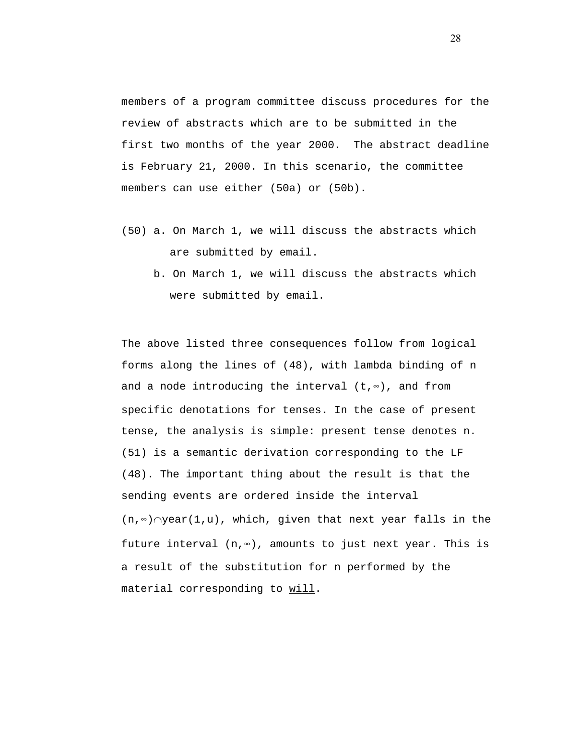members of a program committee discuss procedures for the review of abstracts which are to be submitted in the first two months of the year 2000. The abstract deadline is February 21, 2000. In this scenario, the committee members can use either (50a) or (50b).

(50) a. On March 1, we will discuss the abstracts which are submitted by email.

b. On March 1, we will discuss the abstracts which were submitted by email.

The above listed three consequences follow from logical forms along the lines of (48), with lambda binding of n and a node introducing the interval $(t,\infty)$, and from specific denotations for tenses. In the case of present tense, the analysis is simple: present tense denotes n. (51) is a semantic derivation corresponding to the LF (48). The important thing about the result is that the sending events are ordered inside the interval $(n,\infty)\cap$year(1,u), which, given that next year falls in the future interval $(n,\infty)$, amounts to just next year. This is a result of the substitution for n performed by the material corresponding to <u>will</u>.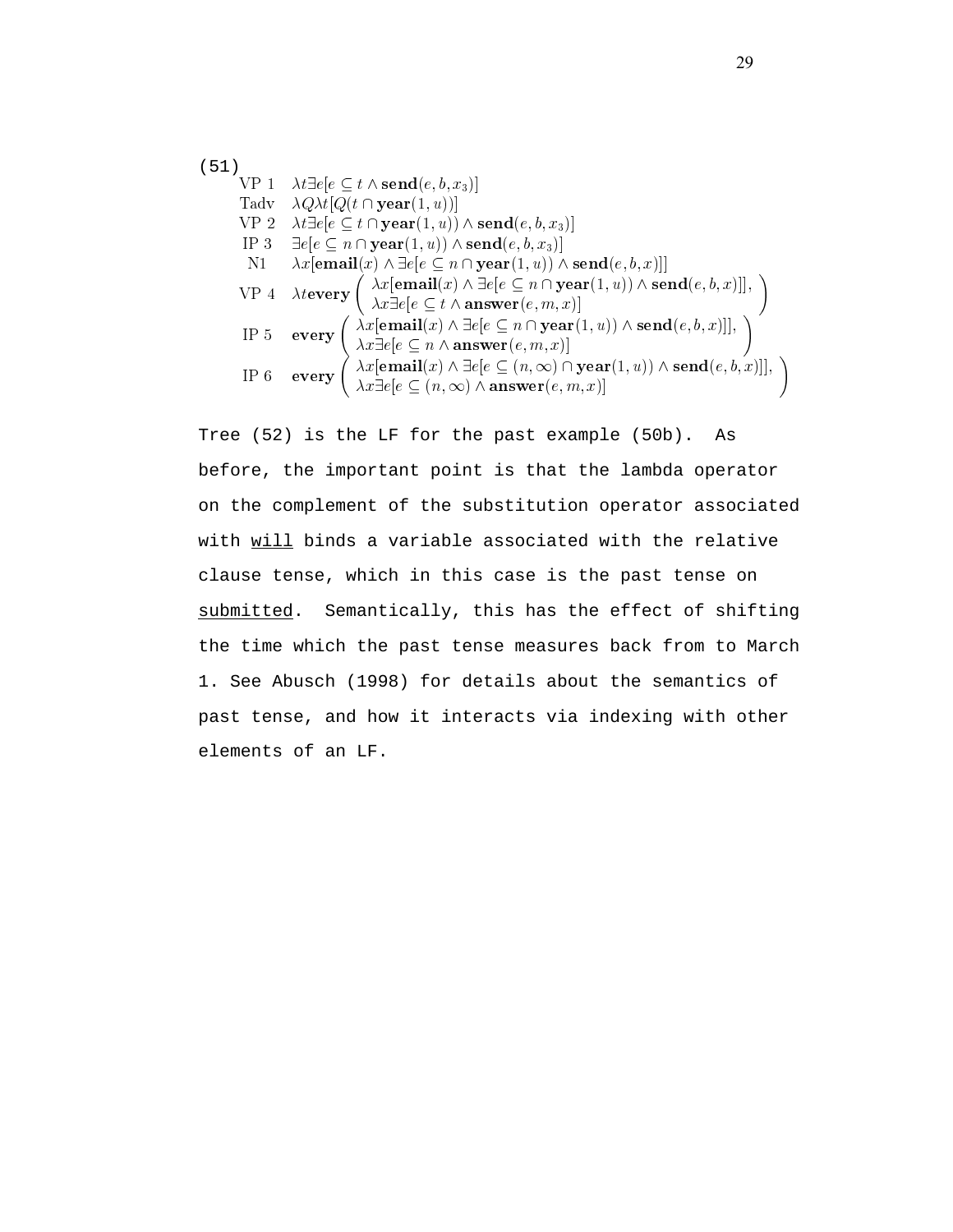(51)

| | |
|---|---|
| VP 1 | $\lambda t \exists e[e \subseteq t \wedge \mathbf{send}(e, b, x_3)]$ |
| Tadv | $\lambda Q \lambda t[Q(t \cap \mathbf{year}(1, u))]$ |
| VP 2 | $\lambda t \exists e[e \subseteq t \cap \mathbf{year}(1, u)) \wedge \mathbf{send}(e, b, x_3)]$ |
| IP 3 | $\exists e[e \subseteq n \cap \mathbf{year}(1, u)) \wedge \mathbf{send}(e, b, x_3)]$ |
| N1 | $\lambda x[\mathbf{email}(x) \wedge \exists e[e \subseteq n \cap \mathbf{year}(1, u)) \wedge \mathbf{send}(e, b, x)]]$ |
| VP 4 | $\lambda t \mathbf{every} \left( \begin{array}{l} \lambda x[\mathbf{email}(x) \wedge \exists e[e \subseteq n \cap \mathbf{year}(1, u)) \wedge \mathbf{send}(e, b, x)]], \\ \lambda x \exists e[e \subseteq t \wedge \mathbf{answer}(e, m, x)] \end{array} \right)$ |
| IP 5 | $\mathbf{every} \left( \begin{array}{l} \lambda x[\mathbf{email}(x) \wedge \exists e[e \subseteq n \cap \mathbf{year}(1, u)) \wedge \mathbf{send}(e, b, x)]], \\ \lambda x \exists e[e \subseteq n \wedge \mathbf{answer}(e, m, x)] \end{array} \right)$ |
| IP 6 | $\mathbf{every} \left( \begin{array}{l} \lambda x[\mathbf{email}(x) \wedge \exists e[e \subseteq (n, \infty) \cap \mathbf{year}(1, u)) \wedge \mathbf{send}(e, b, x)]], \\ \lambda x \exists e[e \subseteq (n, \infty) \wedge \mathbf{answer}(e, m, x)] \end{array} \right)$ |

Tree (52) is the LF for the past example (50b). As before, the important point is that the lambda operator on the complement of the substitution operator associated with will binds a variable associated with the relative clause tense, which in this case is the past tense on submitted. Semantically, this has the effect of shifting the time which the past tense measures back from to March 1. See Abusch (1998) for details about the semantics of past tense, and how it interacts via indexing with other elements of an LF.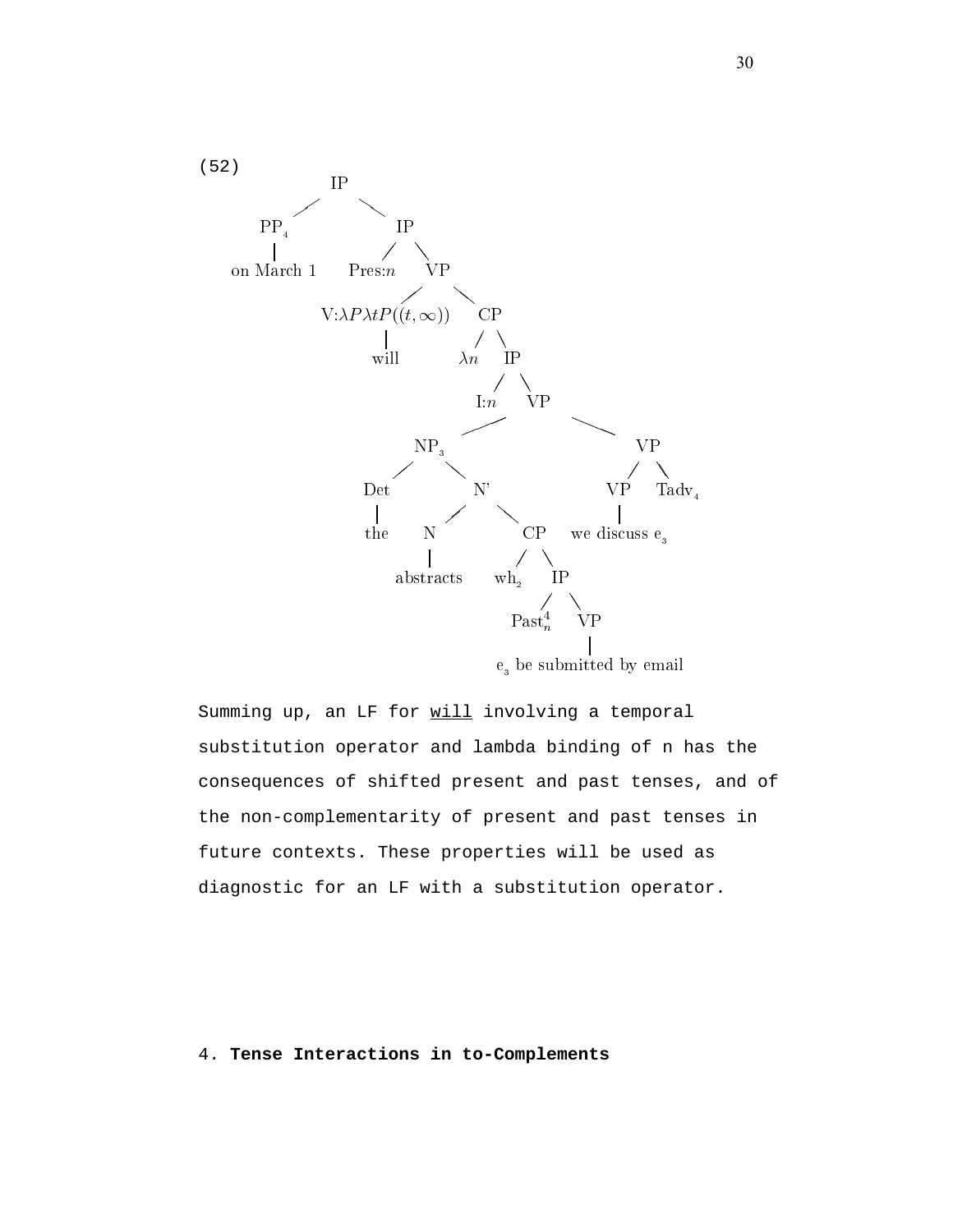(52)

```
IP
├── PP_4
│   └── on March 1
└── IP
    ├── Pres:n
    └── VP
        ├── V:λPλtP((t,∞))
        │   └── will
        └── CP
            ├── λn
            └── IP
                ├── I:n
                └── VP
                    ├── NP_3
                    │   ├── Det
                    │   │   └── the
                    │   └── N'
                    │       ├── N
                    │       │   └── abstracts
                    │       └── CP
                    │           ├── wh_2
                    │           └── IP
                    │               ├── Past^4_n
                    │               └── VP
                    │                   └── e_3 be submitted by email
                    └── VP
                        ├── VP
                        │   └── we discuss e_3
                        └── Tadv_4
```

Summing up, an LF for <u>will</u> involving a temporal substitution operator and lambda binding of n has the consequences of shifted present and past tenses, and of the non-complementarity of present and past tenses in future contexts. These properties will be used as diagnostic for an LF with a substitution operator.

## 4. **Tense Interactions in to-Complements**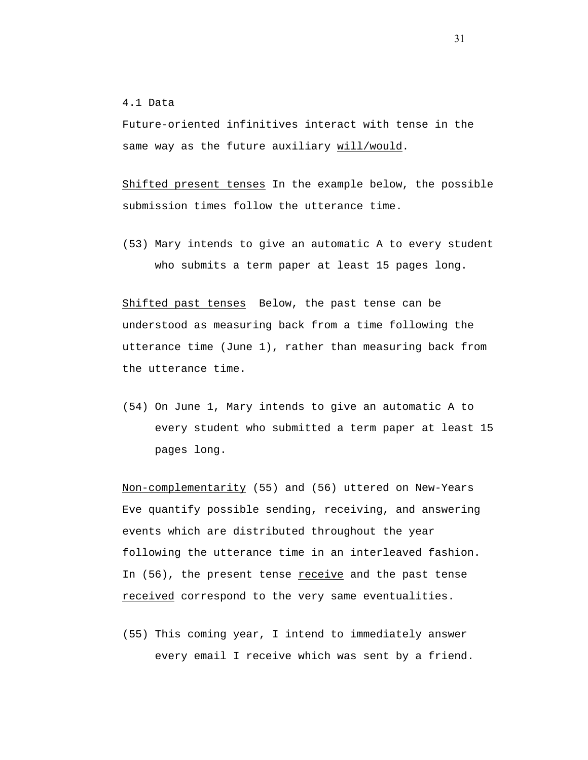## 4.1 Data

Future-oriented infinitives interact with tense in the same way as the future auxiliary <u>will/would</u>.

<u>Shifted present tenses</u> In the example below, the possible submission times follow the utterance time.

(53) Mary intends to give an automatic A to every student who submits a term paper at least 15 pages long.

<u>Shifted past tenses</u> Below, the past tense can be understood as measuring back from a time following the utterance time (June 1), rather than measuring back from the utterance time.

(54) On June 1, Mary intends to give an automatic A to every student who submitted a term paper at least 15 pages long.

<u>Non-complementarity</u> (55) and (56) uttered on New-Years Eve quantify possible sending, receiving, and answering events which are distributed throughout the year following the utterance time in an interleaved fashion. In (56), the present tense <u>receive</u> and the past tense <u>received</u> correspond to the very same eventualities.

(55) This coming year, I intend to immediately answer every email I receive which was sent by a friend.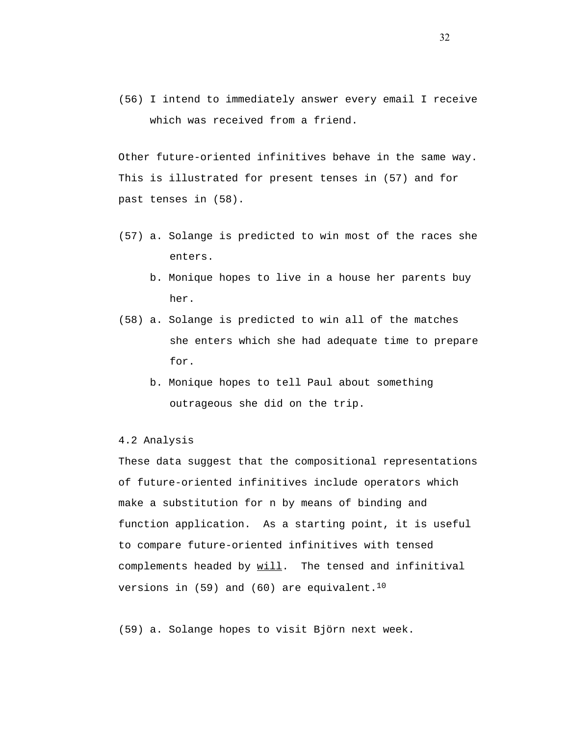(56) I intend to immediately answer every email I receive which was received from a friend.

Other future-oriented infinitives behave in the same way. This is illustrated for present tenses in (57) and for past tenses in (58).

(57) a. Solange is predicted to win most of the races she enters.

b. Monique hopes to live in a house her parents buy her.

(58) a. Solange is predicted to win all of the matches she enters which she had adequate time to prepare for.

b. Monique hopes to tell Paul about something outrageous she did on the trip.

### 4.2 Analysis

These data suggest that the compositional representations of future-oriented infinitives include operators which make a substitution for n by means of binding and function application. As a starting point, it is useful to compare future-oriented infinitives with tensed complements headed by _will_. The tensed and infinitival versions in (59) and (60) are equivalent.[10]

(59) a. Solange hopes to visit Björn next week.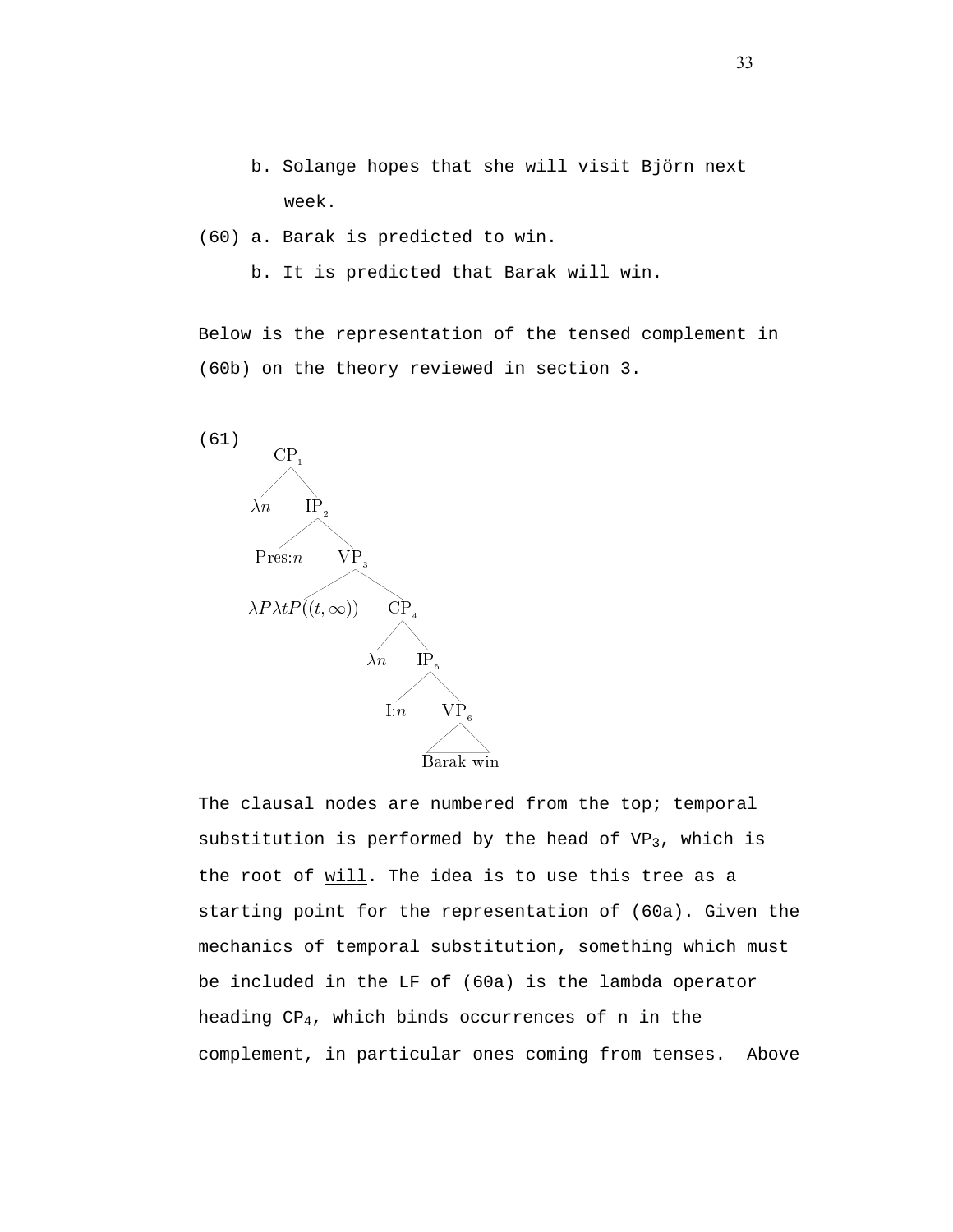b. Solange hopes that she will visit Björn next week.

(60) a. Barak is predicted to win.

b. It is predicted that Barak will win.

Below is the representation of the tensed complement in (60b) on the theory reviewed in section 3.

(61)

```
CP1
├── λn
└── IP2
    ├── Pres:n
    └── VP3
        ├── λPλtP((t,∞))
        └── CP4
            ├── λn
            └── IP5
                ├── I:n
                └── VP6
                    └── Barak win
```

The clausal nodes are numbered from the top; temporal substitution is performed by the head of $VP_3$, which is the root of <u>will</u>. The idea is to use this tree as a starting point for the representation of (60a). Given the mechanics of temporal substitution, something which must be included in the LF of (60a) is the lambda operator heading $CP_4$, which binds occurrences of n in the complement, in particular ones coming from tenses. Above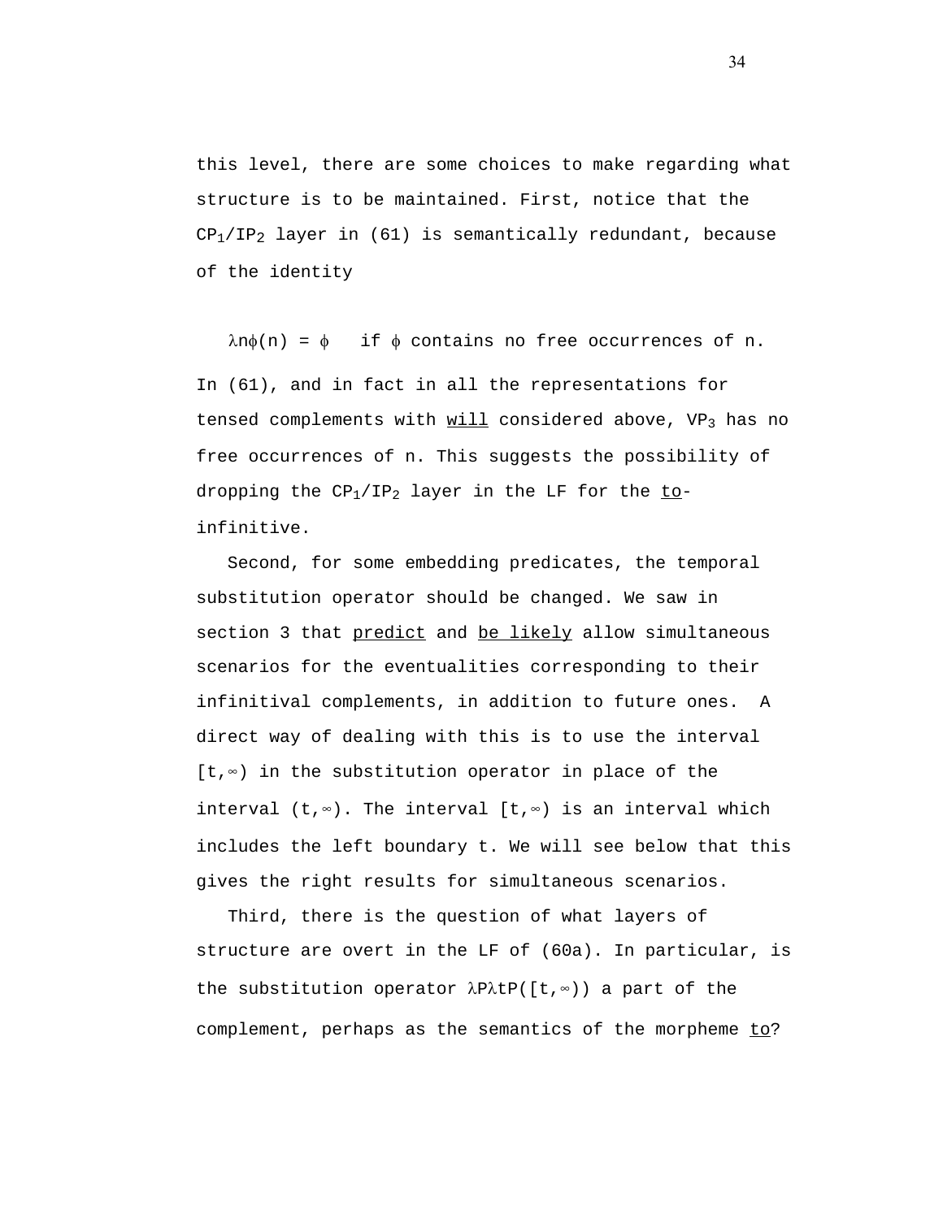this level, there are some choices to make regarding what structure is to be maintained. First, notice that the $CP_1/IP_2$ layer in (61) is semantically redundant, because of the identity

$$\lambda n\phi(n) = \phi \quad \text{if } \phi \text{ contains no free occurrences of n.}$$

In (61), and in fact in all the representations for tensed complements with <u>will</u> considered above, $VP_3$ has no free occurrences of n. This suggests the possibility of dropping the $CP_1/IP_2$ layer in the LF for the <u>to</u>-infinitive.

Second, for some embedding predicates, the temporal substitution operator should be changed. We saw in section 3 that <u>predict</u> and <u>be likely</u> allow simultaneous scenarios for the eventualities corresponding to their infinitival complements, in addition to future ones. A direct way of dealing with this is to use the interval $[t,\infty)$ in the substitution operator in place of the interval $(t,\infty)$. The interval $[t,\infty)$ is an interval which includes the left boundary t. We will see below that this gives the right results for simultaneous scenarios.

Third, there is the question of what layers of structure are overt in the LF of (60a). In particular, is the substitution operator $\lambda P\lambda tP([t,\infty))$ a part of the complement, perhaps as the semantics of the morpheme <u>to</u>?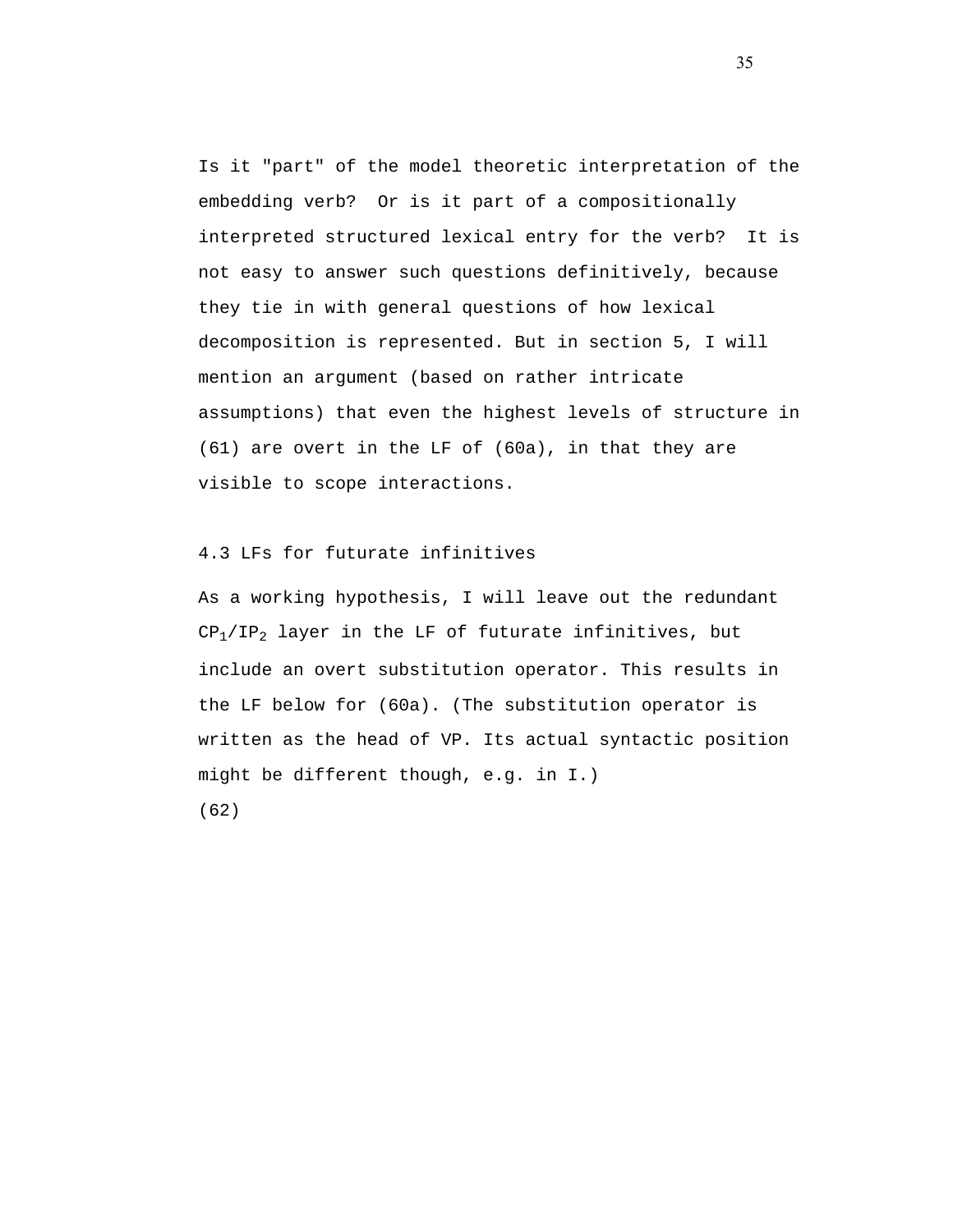Is it "part" of the model theoretic interpretation of the embedding verb? Or is it part of a compositionally interpreted structured lexical entry for the verb? It is not easy to answer such questions definitively, because they tie in with general questions of how lexical decomposition is represented. But in section 5, I will mention an argument (based on rather intricate assumptions) that even the highest levels of structure in (61) are overt in the LF of (60a), in that they are visible to scope interactions.

### 4.3 LFs for futurate infinitives

As a working hypothesis, I will leave out the redundant $CP_1/IP_2$ layer in the LF of futurate infinitives, but include an overt substitution operator. This results in the LF below for (60a). (The substitution operator is written as the head of VP. Its actual syntactic position might be different though, e.g. in I.)

(62)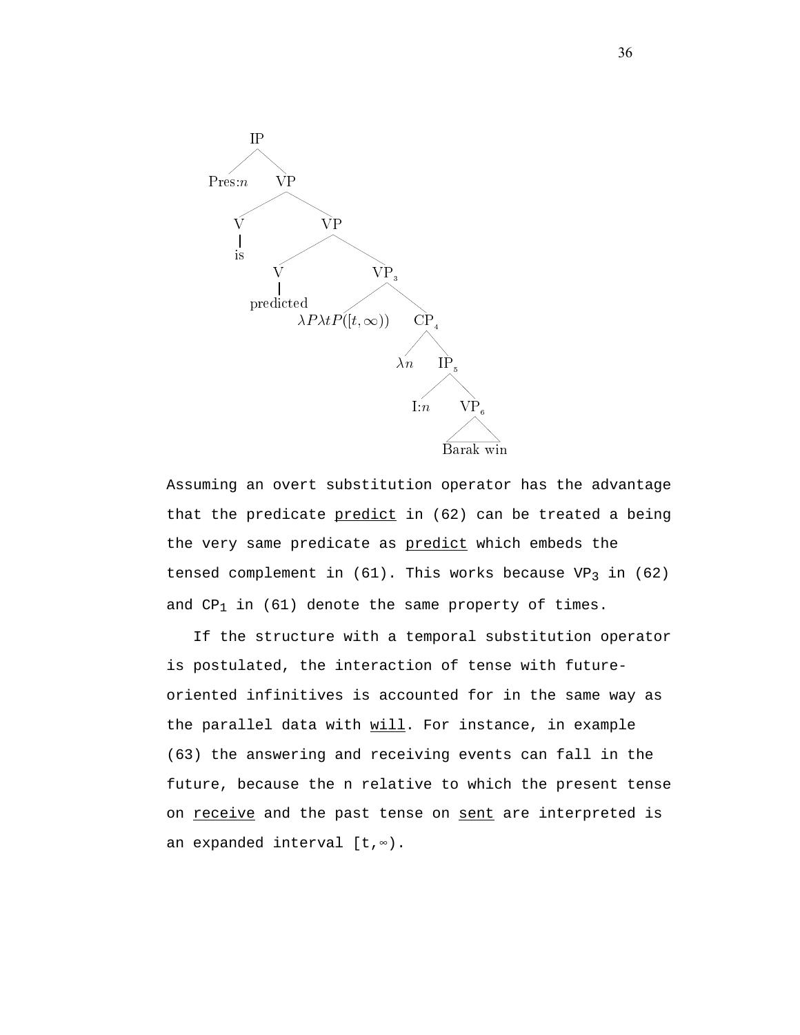```
IP
├── Pres:n
└── VP
    ├── V
    │   └── is
    └── VP
        ├── V
        │   └── predicted
        └── VP_3
            ├── λPλtP([t,∞))
            └── CP_4
                ├── λn
                └── IP_5
                    ├── I:n
                    └── VP_6
                        └── Barak win
```

Assuming an overt substitution operator has the advantage that the predicate predict in (62) can be treated a being the very same predicate as predict which embeds the tensed complement in (61). This works because $VP_3$ in (62) and $CP_1$ in (61) denote the same property of times.

If the structure with a temporal substitution operator is postulated, the interaction of tense with future-oriented infinitives is accounted for in the same way as the parallel data with will. For instance, in example (63) the answering and receiving events can fall in the future, because the n relative to which the present tense on receive and the past tense on sent are interpreted is an expanded interval $[t,\infty)$.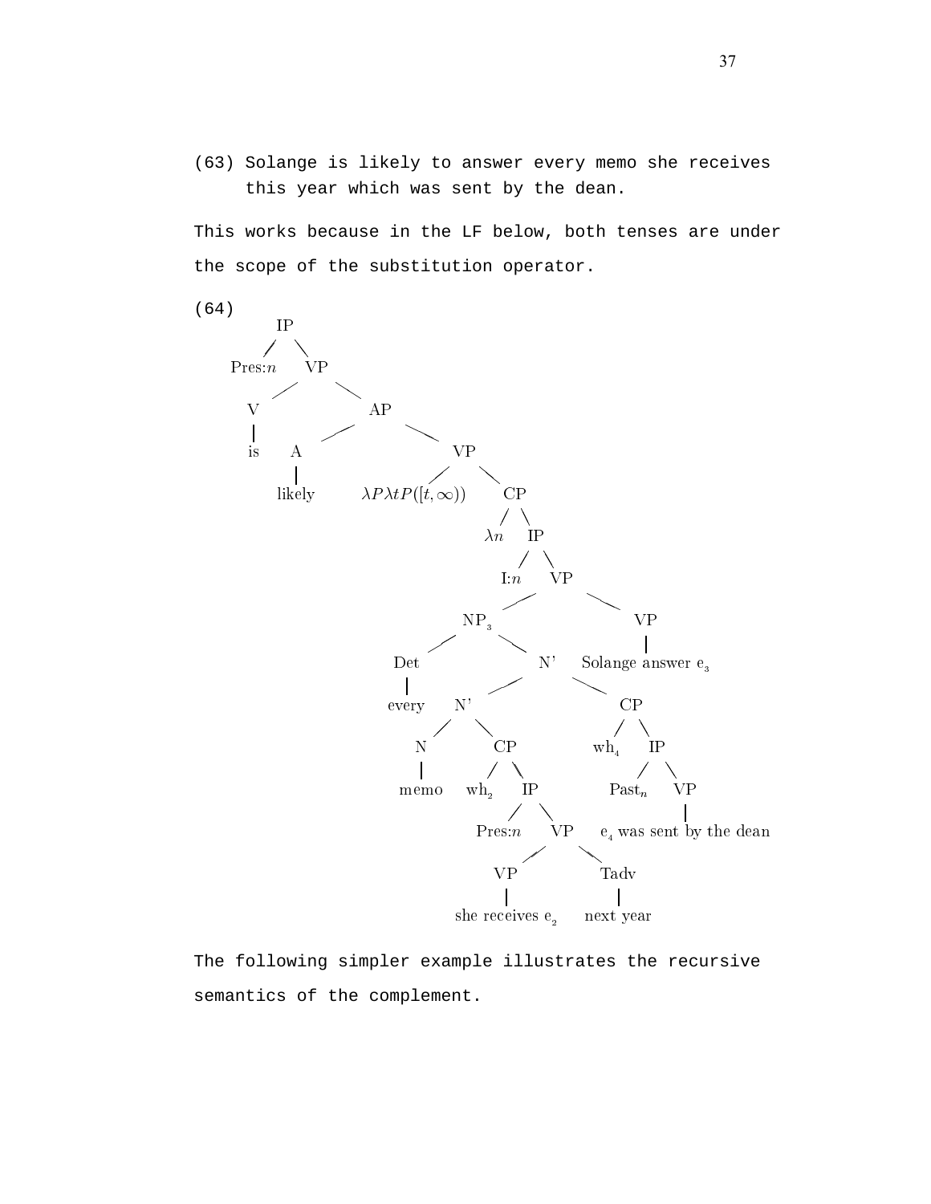(63) Solange is likely to answer every memo she receives this year which was sent by the dean.

This works because in the LF below, both tenses are under the scope of the substitution operator.

(64)

```
IP
├── Pres:n
└── VP
    ├── V
    │   └── is
    └── AP
        ├── A
        │   └── likely
        └── VP
            ├── λPλtP([t,∞))
            └── CP
                ├── λn
                └── IP
                    ├── I:n
                    └── VP
                        ├── NP_3
                        │   ├── Det
                        │   │   └── every
                        │   └── N'
                        │       ├── N'
                        │       │   ├── N
                        │       │   │   └── memo
                        │       │   └── CP
                        │       │       ├── wh_2
                        │       │       └── IP
                        │       │           ├── Pres:n
                        │       │           └── VP
                        │       │               ├── VP
                        │       │               │   └── she receives e_2
                        │       │               └── Tadv
                        │       │                   └── next year
                        │       └── CP
                        │           ├── wh_4
                        │           └── IP
                        │               ├── Past_n
                        │               └── VP
                        │                   └── e_4 was sent by the dean
                        └── VP
                            └── Solange answer e_3
```

The following simpler example illustrates the recursive semantics of the complement.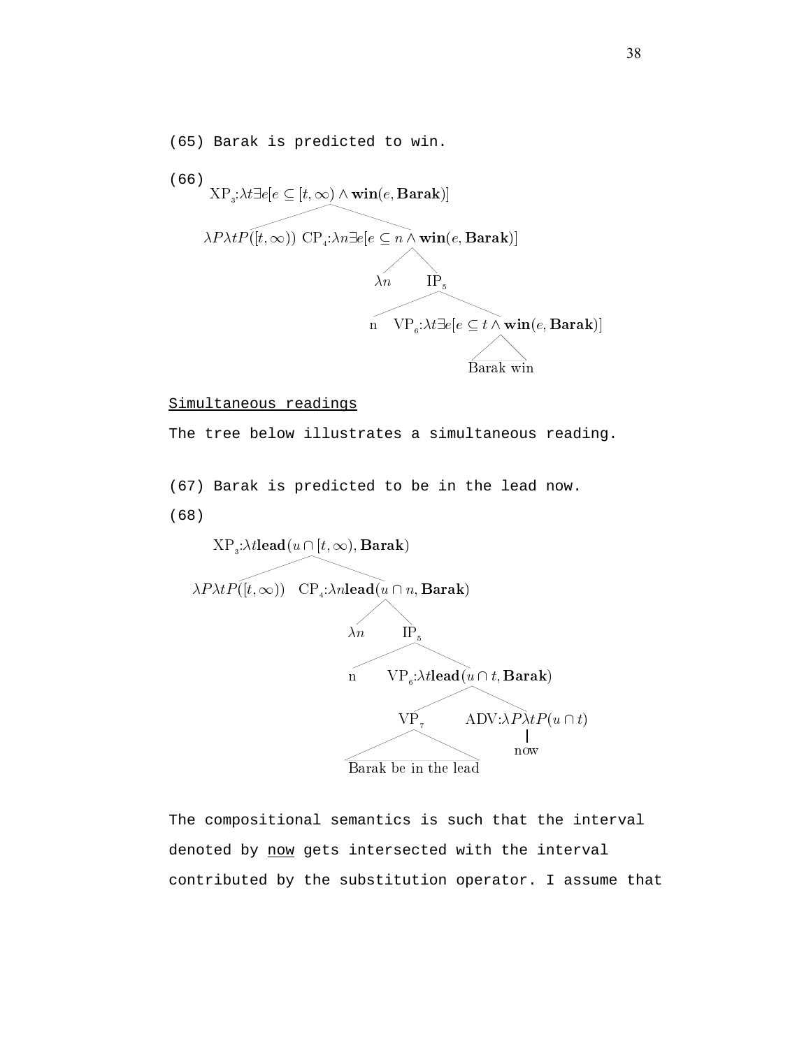(65) Barak is predicted to win.

(66)

$$\mathrm{XP}_3{:}\lambda t \exists e[e \subseteq [t,\infty) \wedge \mathbf{win}(e, \mathbf{Barak})]$$

- $\lambda P \lambda t P([t,\infty))$
- $\mathrm{CP}_4{:}\lambda n \exists e[e \subseteq n \wedge \mathbf{win}(e, \mathbf{Barak})]$
  - $\lambda n$
  - $\mathrm{IP}_5$
    - n
    - $\mathrm{VP}_6{:}\lambda t \exists e[e \subseteq t \wedge \mathbf{win}(e, \mathbf{Barak})]$
      - Barak win

<u>Simultaneous readings</u>

The tree below illustrates a simultaneous reading.

(67) Barak is predicted to be in the lead now.

(68)

$$\mathrm{XP}_3{:}\lambda t \mathbf{lead}(u \cap [t,\infty), \mathbf{Barak})$$

- $\lambda P \lambda t P([t,\infty))$
- $\mathrm{CP}_4{:}\lambda n \mathbf{lead}(u \cap n, \mathbf{Barak})$
  - $\lambda n$
  - $\mathrm{IP}_5$
    - n
    - $\mathrm{VP}_6{:}\lambda t \mathbf{lead}(u \cap t, \mathbf{Barak})$
      - $\mathrm{VP}_7$
        - Barak be in the lead
      - $\mathrm{ADV}{:}\lambda P \lambda t P(u \cap t)$
        - now

The compositional semantics is such that the interval denoted by <u>now</u> gets intersected with the interval contributed by the substitution operator. I assume that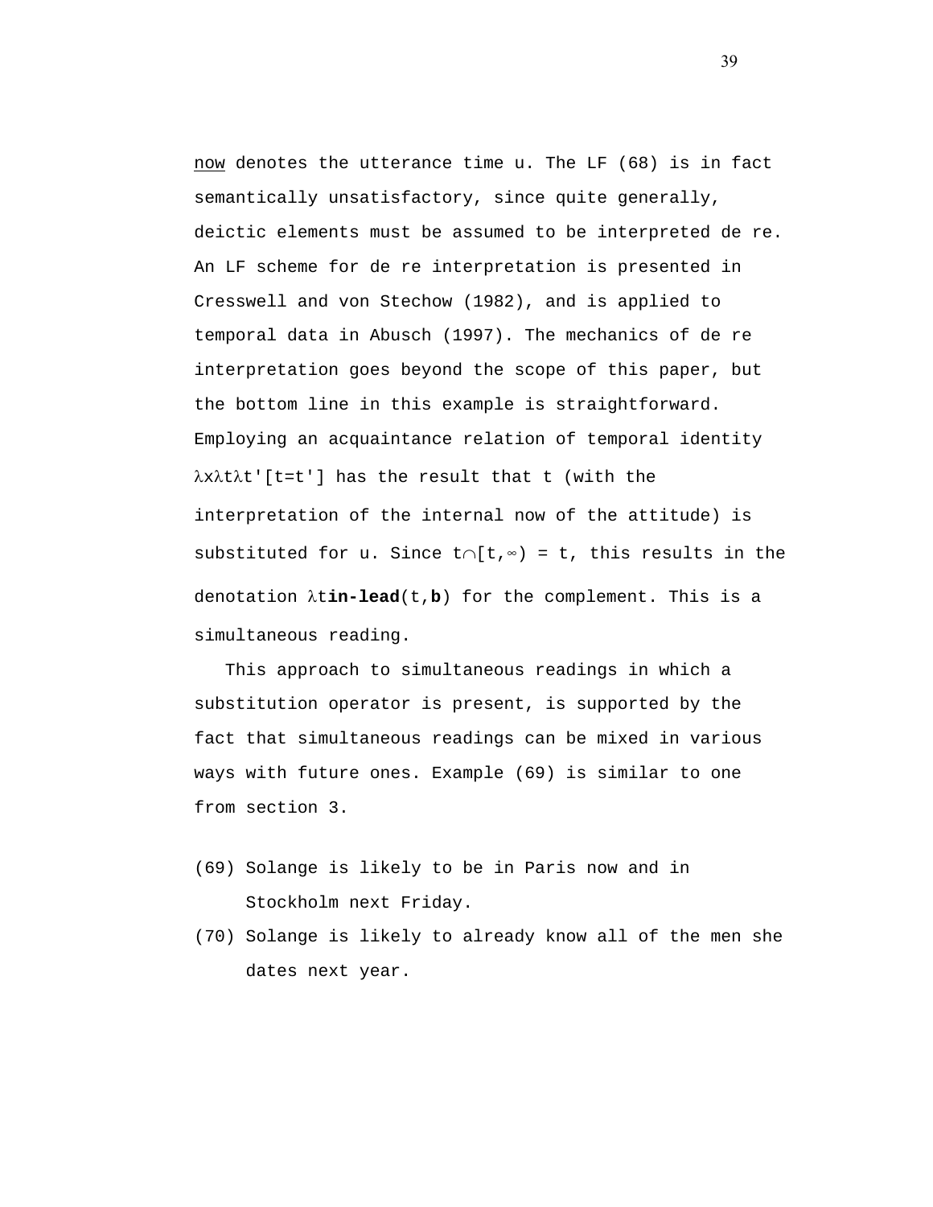now denotes the utterance time u. The LF (68) is in fact semantically unsatisfactory, since quite generally, deictic elements must be assumed to be interpreted de re. An LF scheme for de re interpretation is presented in Cresswell and von Stechow (1982), and is applied to temporal data in Abusch (1997). The mechanics of de re interpretation goes beyond the scope of this paper, but the bottom line in this example is straightforward. Employing an acquaintance relation of temporal identity $\lambda x \lambda t \lambda t'[t=t']$ has the result that t (with the interpretation of the internal now of the attitude) is substituted for u. Since $t \cap [t,\infty) = t$, this results in the denotation $\lambda t$**in-lead**(t,**b**) for the complement. This is a simultaneous reading.

This approach to simultaneous readings in which a substitution operator is present, is supported by the fact that simultaneous readings can be mixed in various ways with future ones. Example (69) is similar to one from section 3.

(69) Solange is likely to be in Paris now and in Stockholm next Friday.

(70) Solange is likely to already know all of the men she dates next year.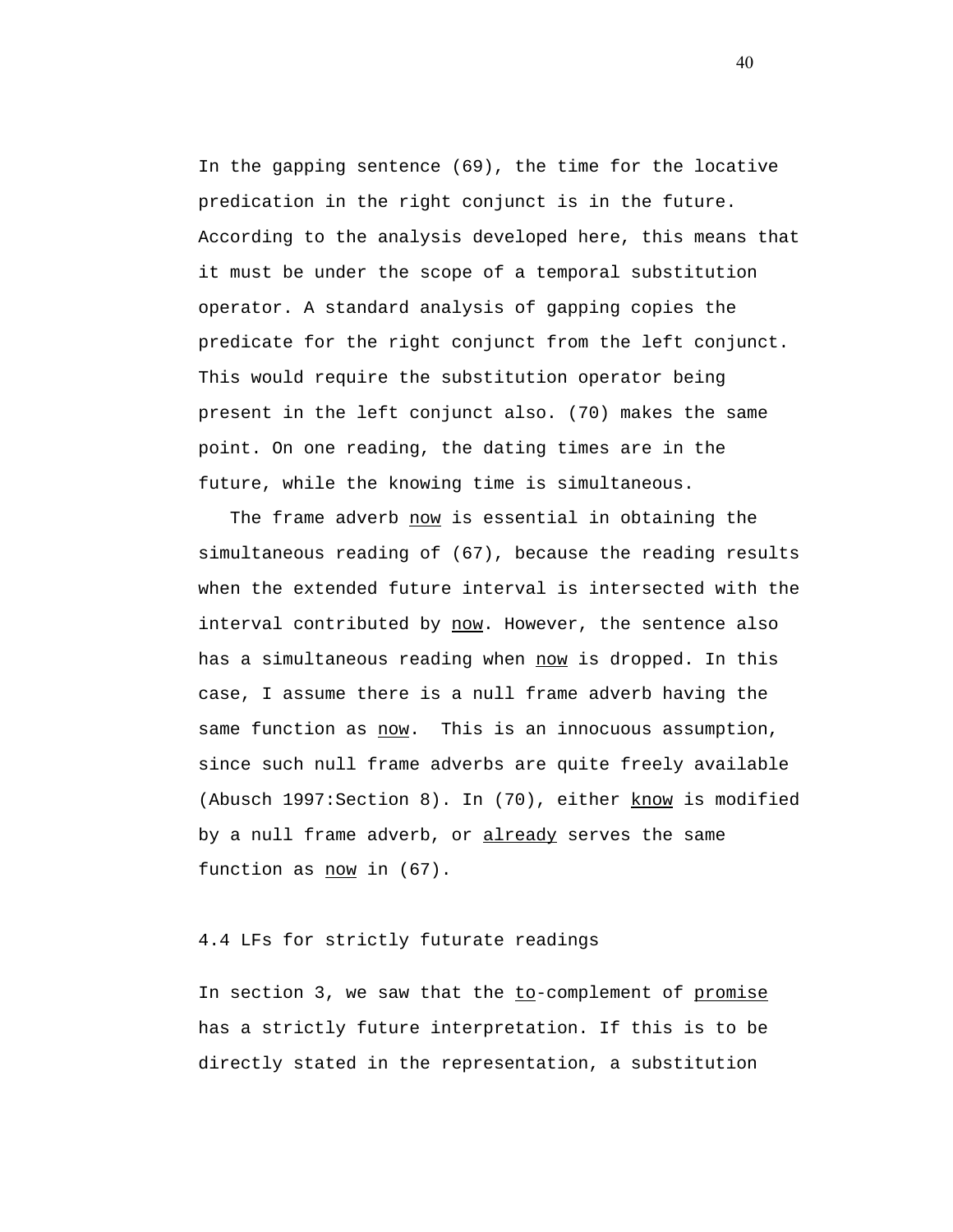In the gapping sentence (69), the time for the locative predication in the right conjunct is in the future. According to the analysis developed here, this means that it must be under the scope of a temporal substitution operator. A standard analysis of gapping copies the predicate for the right conjunct from the left conjunct. This would require the substitution operator being present in the left conjunct also. (70) makes the same point. On one reading, the dating times are in the future, while the knowing time is simultaneous.

The frame adverb now is essential in obtaining the simultaneous reading of (67), because the reading results when the extended future interval is intersected with the interval contributed by now. However, the sentence also has a simultaneous reading when now is dropped. In this case, I assume there is a null frame adverb having the same function as now. This is an innocuous assumption, since such null frame adverbs are quite freely available (Abusch 1997:Section 8). In (70), either know is modified by a null frame adverb, or already serves the same function as now in (67).

### 4.4 LFs for strictly futurate readings

In section 3, we saw that the to-complement of promise has a strictly future interpretation. If this is to be directly stated in the representation, a substitution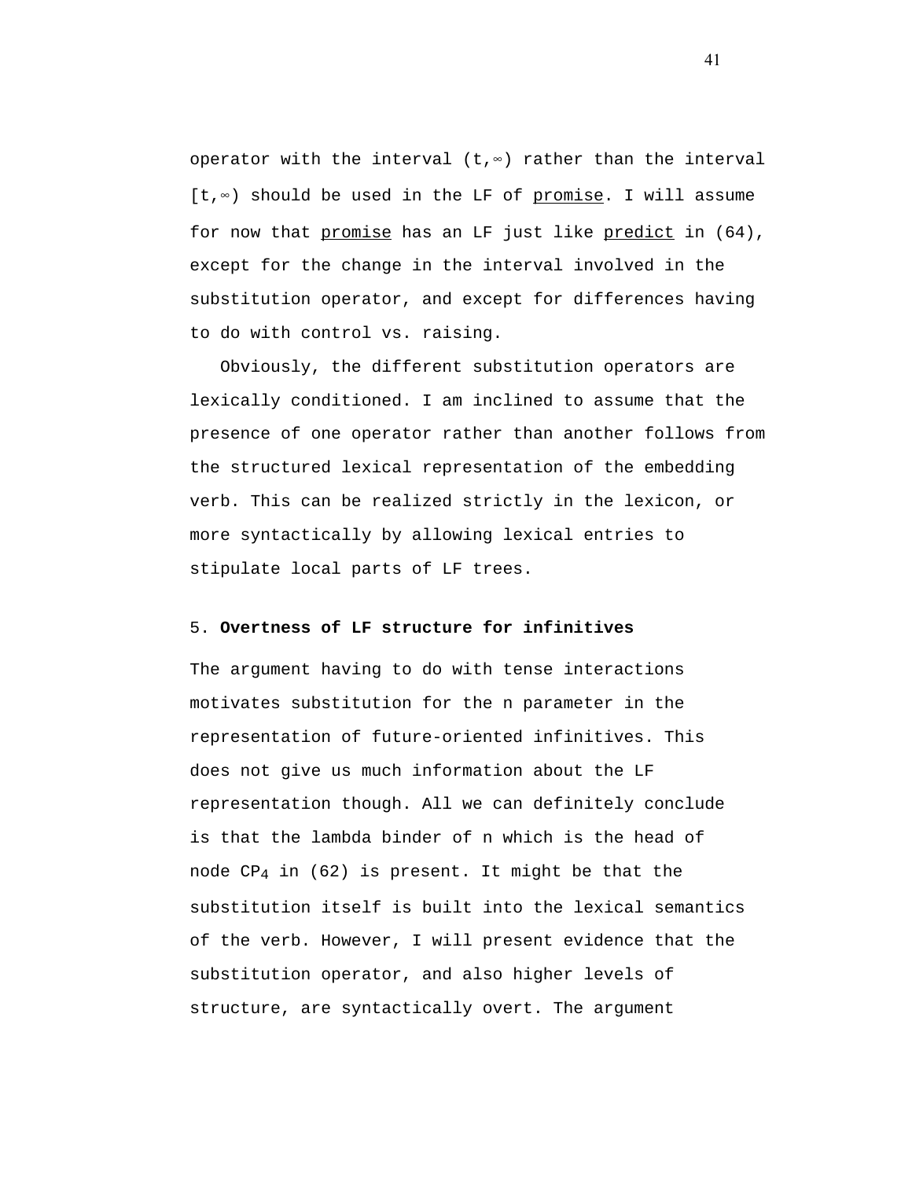operator with the interval $(t,\infty)$ rather than the interval $[t,\infty)$ should be used in the LF of _promise_. I will assume for now that _promise_ has an LF just like _predict_ in (64), except for the change in the interval involved in the substitution operator, and except for differences having to do with control vs. raising.

Obviously, the different substitution operators are lexically conditioned. I am inclined to assume that the presence of one operator rather than another follows from the structured lexical representation of the embedding verb. This can be realized strictly in the lexicon, or more syntactically by allowing lexical entries to stipulate local parts of LF trees.

## 5. **Overtness of LF structure for infinitives**

The argument having to do with tense interactions motivates substitution for the n parameter in the representation of future-oriented infinitives. This does not give us much information about the LF representation though. All we can definitely conclude is that the lambda binder of n which is the head of node $CP_4$ in (62) is present. It might be that the substitution itself is built into the lexical semantics of the verb. However, I will present evidence that the substitution operator, and also higher levels of structure, are syntactically overt. The argument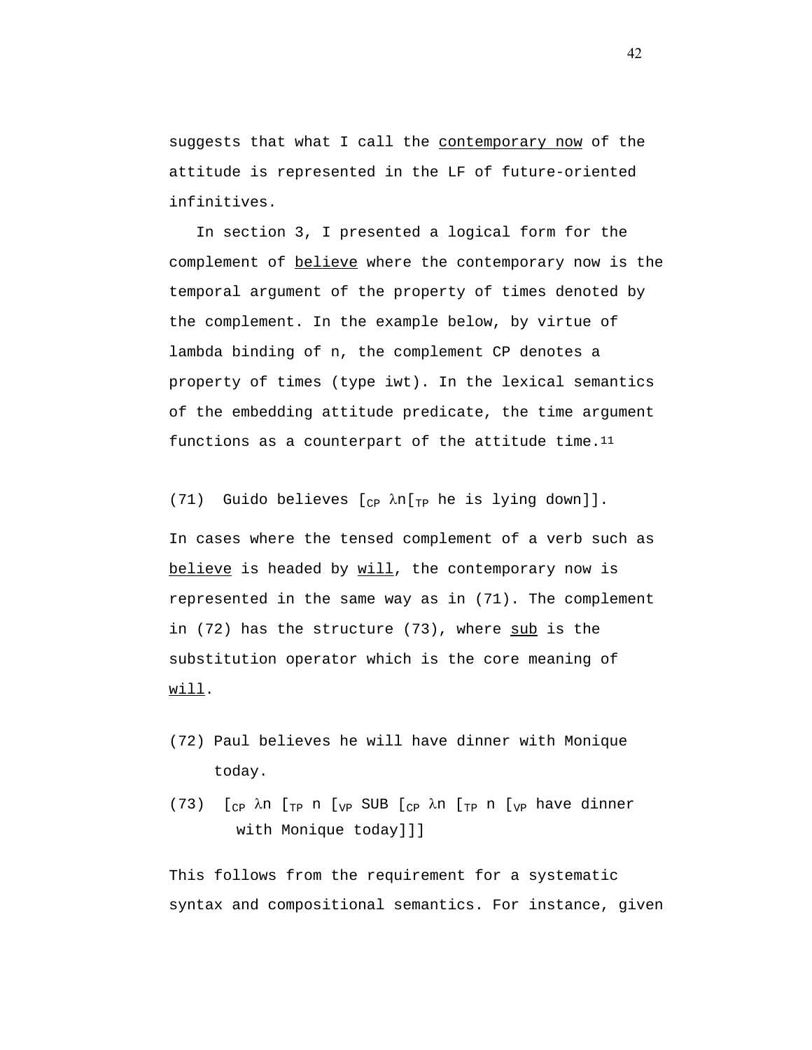suggests that what I call the _contemporary now_ of the attitude is represented in the LF of future-oriented infinitives.

In section 3, I presented a logical form for the complement of _believe_ where the contemporary now is the temporal argument of the property of times denoted by the complement. In the example below, by virtue of lambda binding of n, the complement CP denotes a property of times (type iwt). In the lexical semantics of the embedding attitude predicate, the time argument functions as a counterpart of the attitude time.[11]

(71) Guido believes [$_{CP}$ λn[$_{TP}$ he is lying down]].

In cases where the tensed complement of a verb such as _believe_ is headed by _will_, the contemporary now is represented in the same way as in (71). The complement in (72) has the structure (73), where _sub_ is the substitution operator which is the core meaning of _will_.

(72) Paul believes he will have dinner with Monique today.

(73) [$_{CP}$ λn [$_{TP}$ n [$_{VP}$ SUB [$_{CP}$ λn [$_{TP}$ n [$_{VP}$ have dinner with Monique today]]]

This follows from the requirement for a systematic syntax and compositional semantics. For instance, given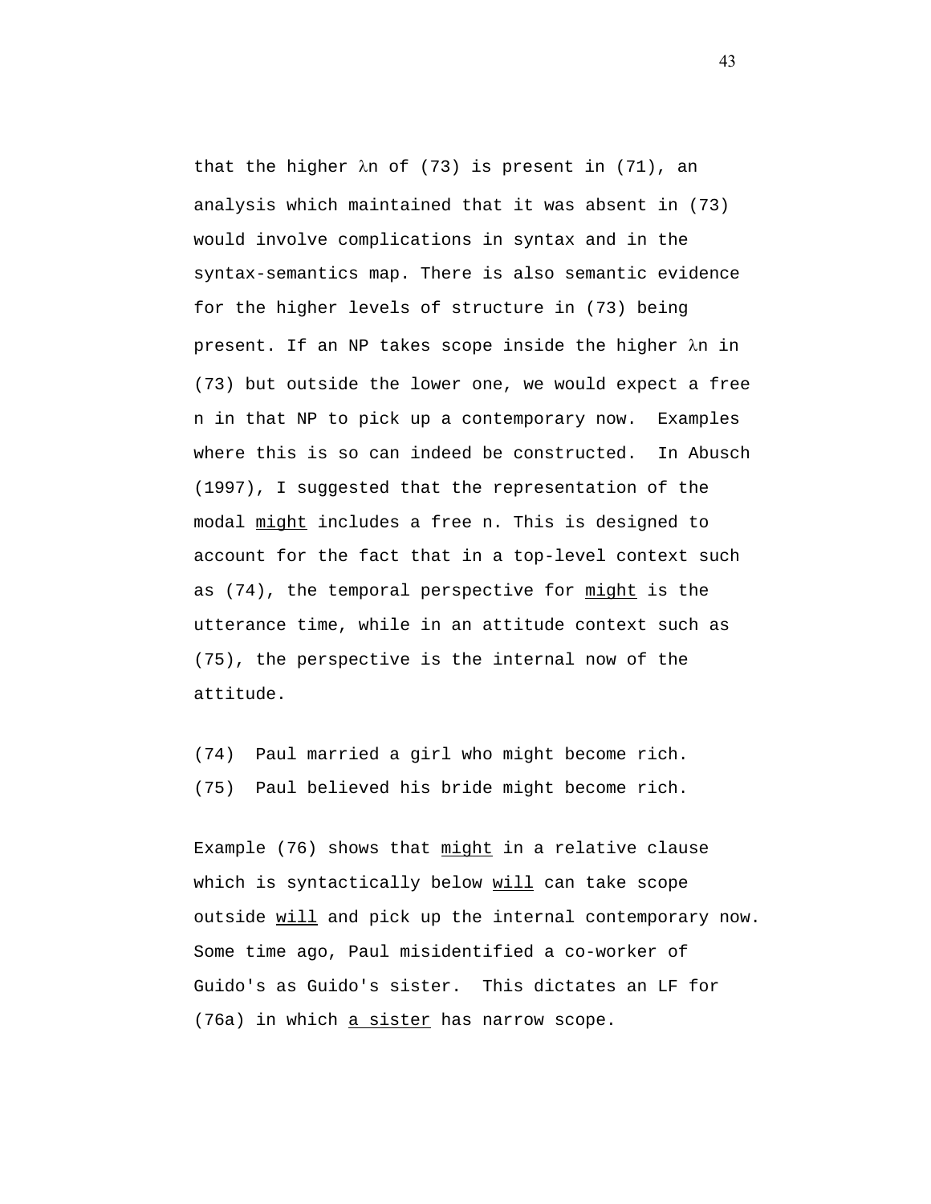that the higher λn of (73) is present in (71), an analysis which maintained that it was absent in (73) would involve complications in syntax and in the syntax-semantics map. There is also semantic evidence for the higher levels of structure in (73) being present. If an NP takes scope inside the higher λn in (73) but outside the lower one, we would expect a free n in that NP to pick up a contemporary now. Examples where this is so can indeed be constructed. In Abusch (1997), I suggested that the representation of the modal <u>might</u> includes a free n. This is designed to account for the fact that in a top-level context such as (74), the temporal perspective for <u>might</u> is the utterance time, while in an attitude context such as (75), the perspective is the internal now of the attitude.

(74) Paul married a girl who might become rich.

(75) Paul believed his bride might become rich.

Example (76) shows that <u>might</u> in a relative clause which is syntactically below <u>will</u> can take scope outside <u>will</u> and pick up the internal contemporary now. Some time ago, Paul misidentified a co-worker of Guido's as Guido's sister. This dictates an LF for (76a) in which <u>a sister</u> has narrow scope.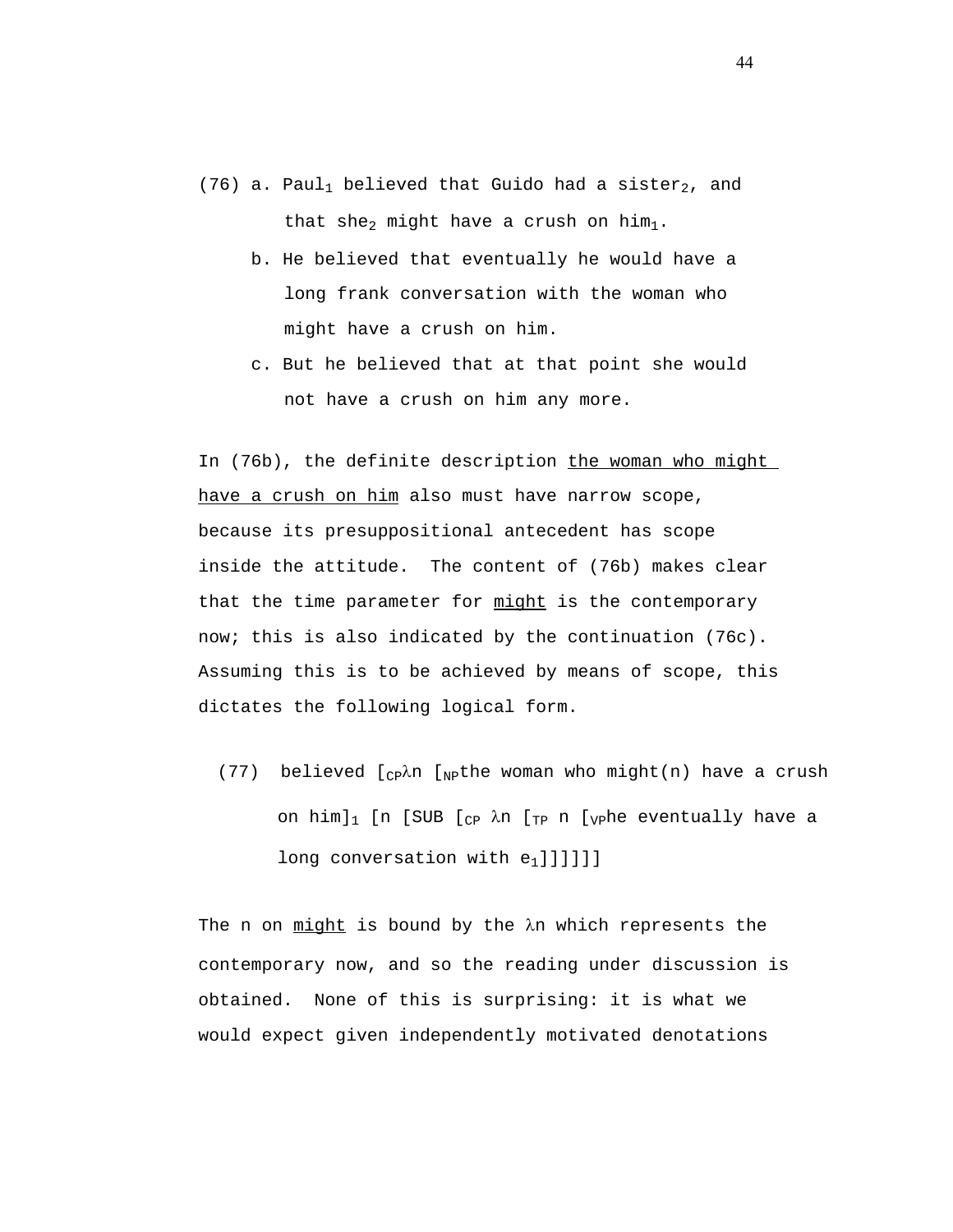(76) a. Paul$_1$ believed that Guido had a sister$_2$, and that she$_2$ might have a crush on him$_1$.

b. He believed that eventually he would have a long frank conversation with the woman who might have a crush on him.

c. But he believed that at that point she would not have a crush on him any more.

In (76b), the definite description <u>the woman who might have a crush on him</u> also must have narrow scope, because its presuppositional antecedent has scope inside the attitude. The content of (76b) makes clear that the time parameter for <u>might</u> is the contemporary now; this is also indicated by the continuation (76c). Assuming this is to be achieved by means of scope, this dictates the following logical form.

(77) believed [$_{CP}$λn [$_{NP}$the woman who might(n) have a crush on him]$_1$ [n [SUB [$_{CP}$ λn [$_{TP}$ n [$_{VP}$he eventually have a long conversation with e$_1$]]]]]]

The n on <u>might</u> is bound by the λn which represents the contemporary now, and so the reading under discussion is obtained. None of this is surprising: it is what we would expect given independently motivated denotations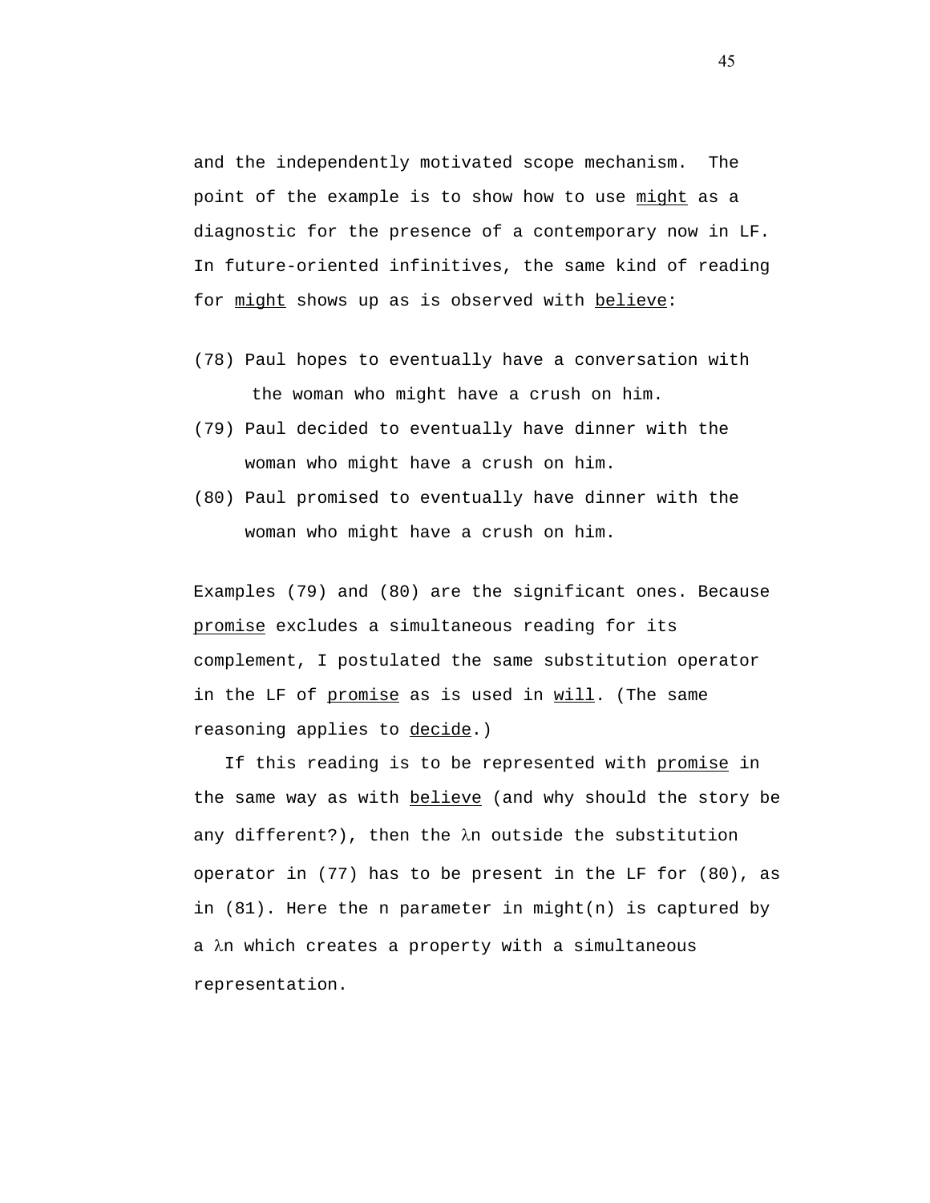and the independently motivated scope mechanism. The point of the example is to show how to use _might_ as a diagnostic for the presence of a contemporary now in LF. In future-oriented infinitives, the same kind of reading for _might_ shows up as is observed with _believe_:

(78) Paul hopes to eventually have a conversation with the woman who might have a crush on him.

(79) Paul decided to eventually have dinner with the woman who might have a crush on him.

(80) Paul promised to eventually have dinner with the woman who might have a crush on him.

Examples (79) and (80) are the significant ones. Because _promise_ excludes a simultaneous reading for its complement, I postulated the same substitution operator in the LF of _promise_ as is used in _will_. (The same reasoning applies to _decide_.)

If this reading is to be represented with _promise_ in the same way as with _believe_ (and why should the story be any different?), then the λn outside the substitution operator in (77) has to be present in the LF for (80), as in (81). Here the n parameter in might(n) is captured by a λn which creates a property with a simultaneous representation.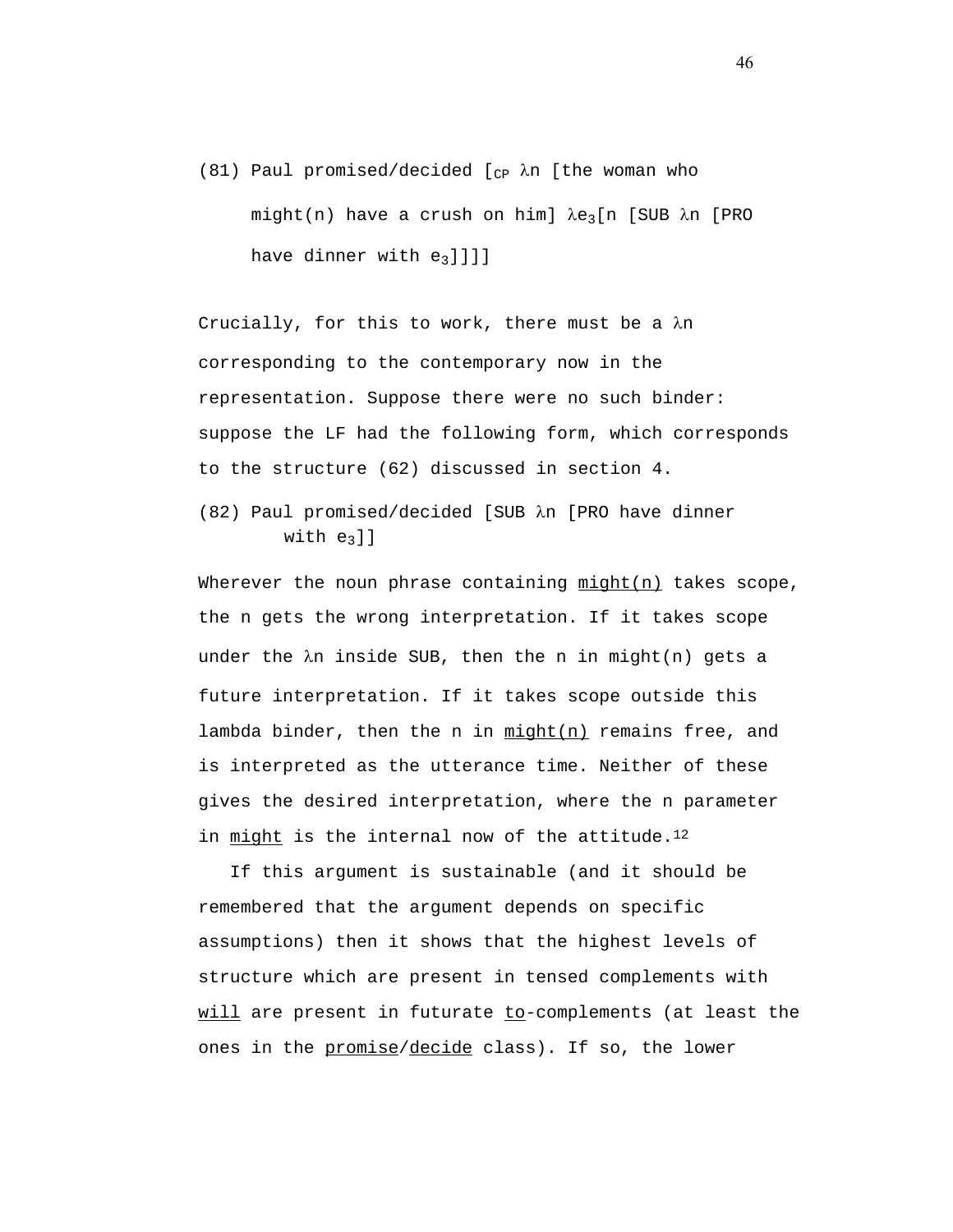(81) Paul promised/decided [$_{CP}$ λn [the woman who might(n) have a crush on him] λ$e_3$[n [SUB λn [PRO have dinner with $e_3$]]]]

Crucially, for this to work, there must be a λn corresponding to the contemporary now in the representation. Suppose there were no such binder: suppose the LF had the following form, which corresponds to the structure (62) discussed in section 4.

(82) Paul promised/decided [SUB λn [PRO have dinner with $e_3$]]

Wherever the noun phrase containing <u>might(n)</u> takes scope, the n gets the wrong interpretation. If it takes scope under the λn inside SUB, then the n in might(n) gets a future interpretation. If it takes scope outside this lambda binder, then the n in <u>might(n)</u> remains free, and is interpreted as the utterance time. Neither of these gives the desired interpretation, where the n parameter in <u>might</u> is the internal now of the attitude.[12]

If this argument is sustainable (and it should be remembered that the argument depends on specific assumptions) then it shows that the highest levels of structure which are present in tensed complements with <u>will</u> are present in futurate <u>to</u>-complements (at least the ones in the <u>promise</u>/<u>decide</u> class). If so, the lower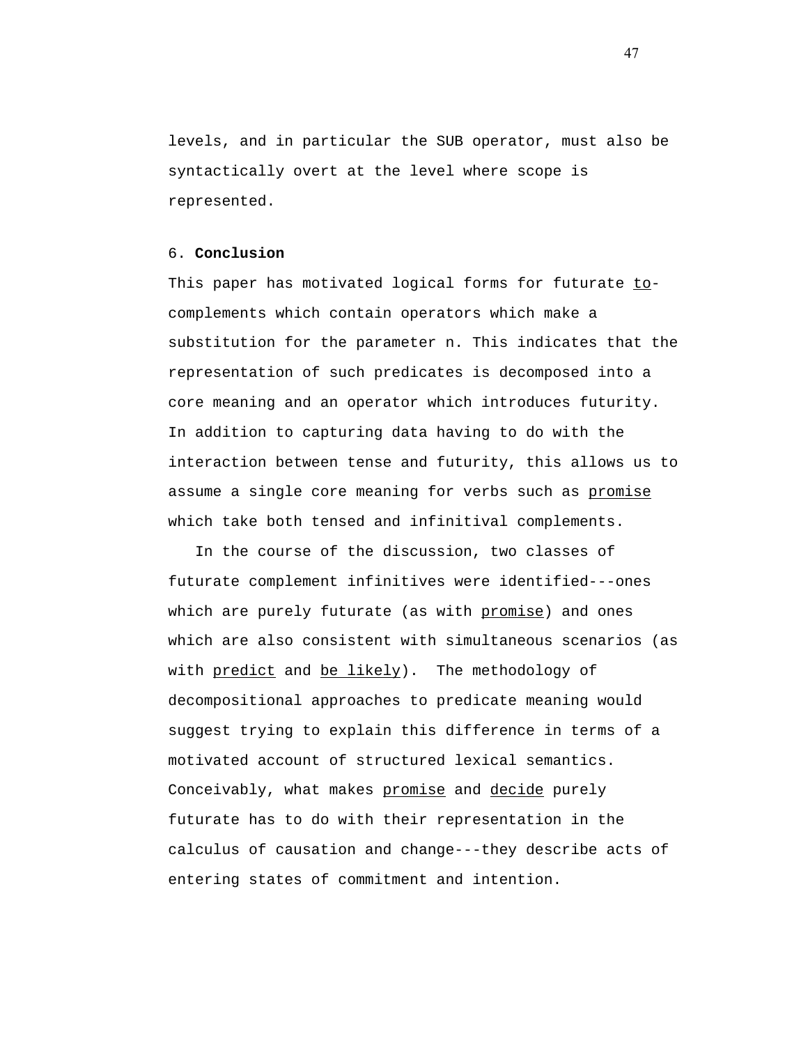levels, and in particular the SUB operator, must also be syntactically overt at the level where scope is represented.

## 6. **Conclusion**

This paper has motivated logical forms for futurate _to_-complements which contain operators which make a substitution for the parameter n. This indicates that the representation of such predicates is decomposed into a core meaning and an operator which introduces futurity. In addition to capturing data having to do with the interaction between tense and futurity, this allows us to assume a single core meaning for verbs such as _promise_ which take both tensed and infinitival complements.

In the course of the discussion, two classes of futurate complement infinitives were identified---ones which are purely futurate (as with _promise_) and ones which are also consistent with simultaneous scenarios (as with _predict_ and _be likely_). The methodology of decompositional approaches to predicate meaning would suggest trying to explain this difference in terms of a motivated account of structured lexical semantics. Conceivably, what makes _promise_ and _decide_ purely futurate has to do with their representation in the calculus of causation and change---they describe acts of entering states of commitment and intention.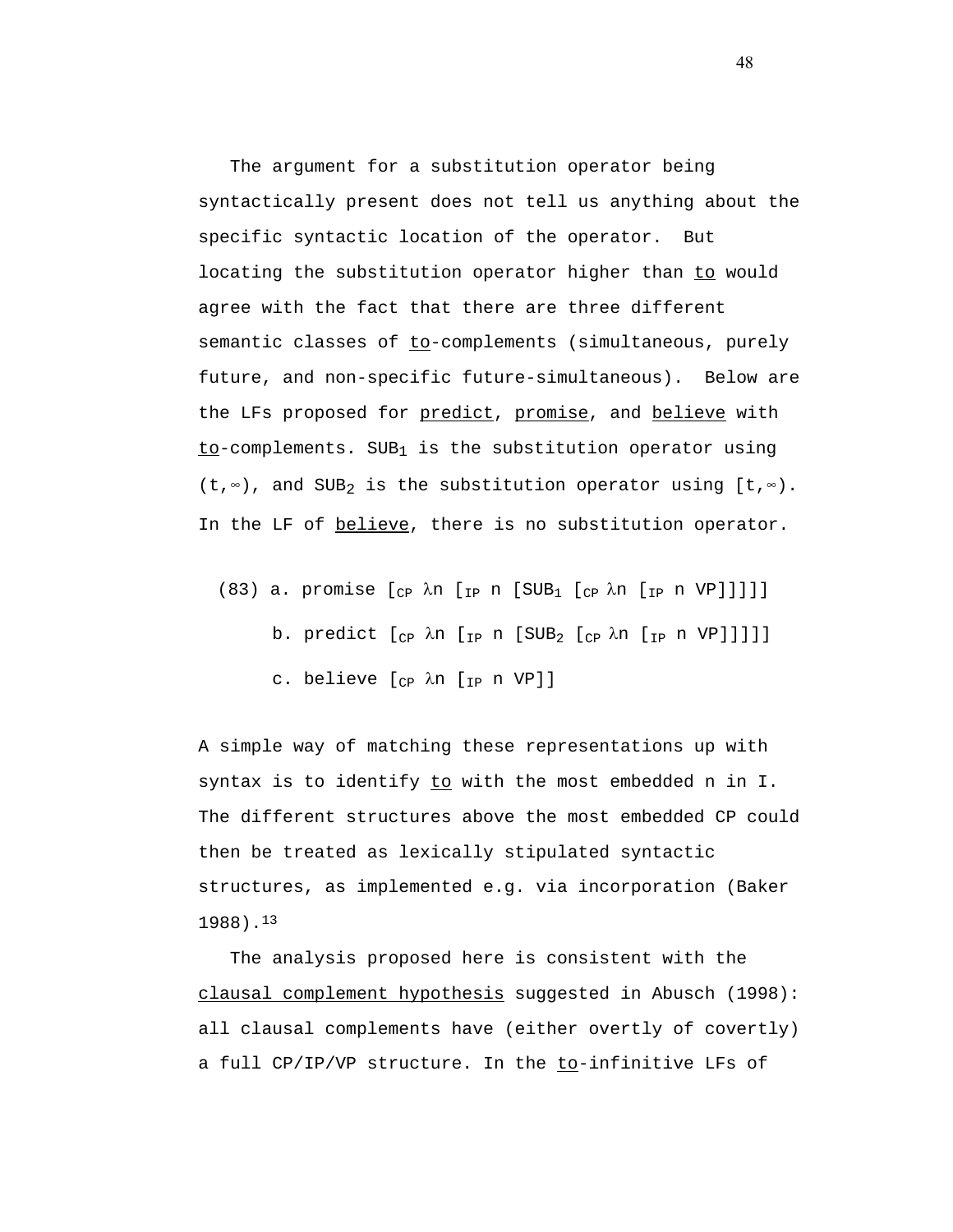The argument for a substitution operator being syntactically present does not tell us anything about the specific syntactic location of the operator. But locating the substitution operator higher than <u>to</u> would agree with the fact that there are three different semantic classes of <u>to</u>-complements (simultaneous, purely future, and non-specific future-simultaneous). Below are the LFs proposed for <u>predict</u>, <u>promise</u>, and <u>believe</u> with <u>to</u>-complements. $SUB_1$ is the substitution operator using $(t,\infty)$, and $SUB_2$ is the substitution operator using $[t,\infty)$. In the LF of <u>believe</u>, there is no substitution operator.

(83) a. promise $[_{CP}\ \lambda n\ [_{IP}\ n\ [SUB_1\ [_{CP}\ \lambda n\ [_{IP}\ n\ VP]]]]]$

b. predict $[_{CP}\ \lambda n\ [_{IP}\ n\ [SUB_2\ [_{CP}\ \lambda n\ [_{IP}\ n\ VP]]]]]$

c. believe $[_{CP}\ \lambda n\ [_{IP}\ n\ VP]]$

A simple way of matching these representations up with syntax is to identify <u>to</u> with the most embedded n in I. The different structures above the most embedded CP could then be treated as lexically stipulated syntactic structures, as implemented e.g. via incorporation (Baker 1988).[13]

The analysis proposed here is consistent with the <u>clausal complement hypothesis</u> suggested in Abusch (1998): all clausal complements have (either overtly of covertly) a full CP/IP/VP structure. In the <u>to</u>-infinitive LFs of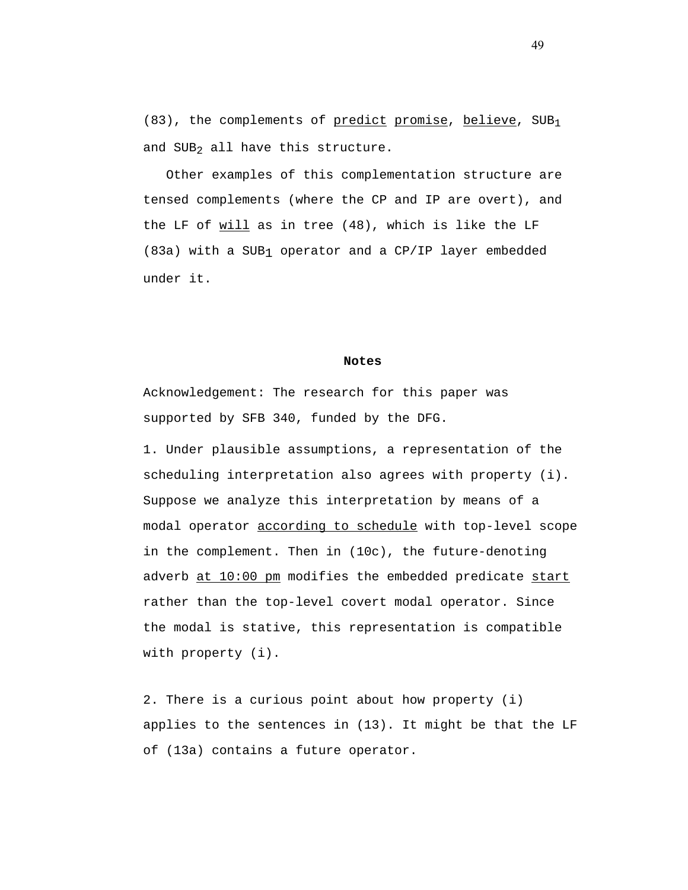(83), the complements of _predict_ _promise_, _believe_, $SUB_1$ and $SUB_2$ all have this structure.

Other examples of this complementation structure are tensed complements (where the CP and IP are overt), and the LF of _will_ as in tree (48), which is like the LF (83a) with a $SUB_1$ operator and a CP/IP layer embedded under it.

## Notes

Acknowledgement: The research for this paper was supported by SFB 340, funded by the DFG.

1. Under plausible assumptions, a representation of the scheduling interpretation also agrees with property (i). Suppose we analyze this interpretation by means of a modal operator _according to schedule_ with top-level scope in the complement. Then in (10c), the future-denoting adverb _at 10:00 pm_ modifies the embedded predicate _start_ rather than the top-level covert modal operator. Since the modal is stative, this representation is compatible with property (i).

2. There is a curious point about how property (i) applies to the sentences in (13). It might be that the LF of (13a) contains a future operator.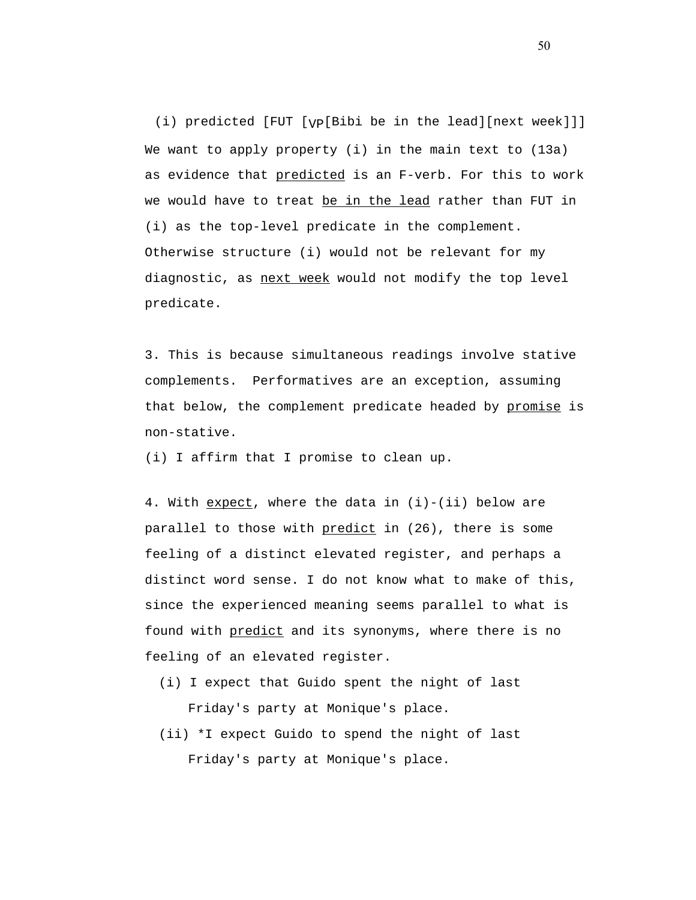(i) predicted [FUT [$_{VP}$[Bibi be in the lead][next week]]]

We want to apply property (i) in the main text to (13a) as evidence that predicted is an F-verb. For this to work we would have to treat be in the lead rather than FUT in (i) as the top-level predicate in the complement. Otherwise structure (i) would not be relevant for my diagnostic, as next week would not modify the top level predicate.

3. This is because simultaneous readings involve stative complements. Performatives are an exception, assuming that below, the complement predicate headed by promise is non-stative.

(i) I affirm that I promise to clean up.

4. With expect, where the data in (i)-(ii) below are parallel to those with predict in (26), there is some feeling of a distinct elevated register, and perhaps a distinct word sense. I do not know what to make of this, since the experienced meaning seems parallel to what is found with predict and its synonyms, where there is no feeling of an elevated register.

(i) I expect that Guido spent the night of last Friday's party at Monique's place.

(ii) *I expect Guido to spend the night of last Friday's party at Monique's place.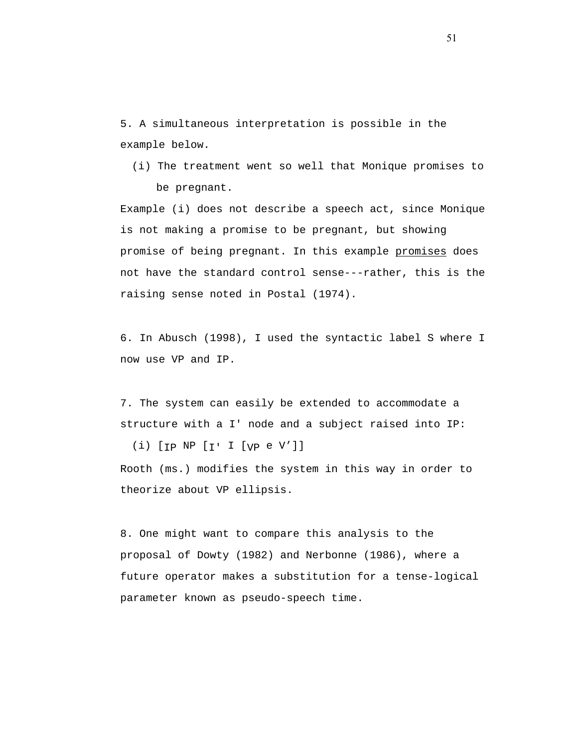5. A simultaneous interpretation is possible in the example below.

(i) The treatment went so well that Monique promises to be pregnant.

Example (i) does not describe a speech act, since Monique is not making a promise to be pregnant, but showing promise of being pregnant. In this example <u>promises</u> does not have the standard control sense---rather, this is the raising sense noted in Postal (1974).

6. In Abusch (1998), I used the syntactic label S where I now use VP and IP.

7. The system can easily be extended to accommodate a structure with a I' node and a subject raised into IP:

(i) $[_{IP}$ NP $[_{I'}$ I $[_{VP}$ e V']]

Rooth (ms.) modifies the system in this way in order to theorize about VP ellipsis.

8. One might want to compare this analysis to the proposal of Dowty (1982) and Nerbonne (1986), where a future operator makes a substitution for a tense-logical parameter known as pseudo-speech time.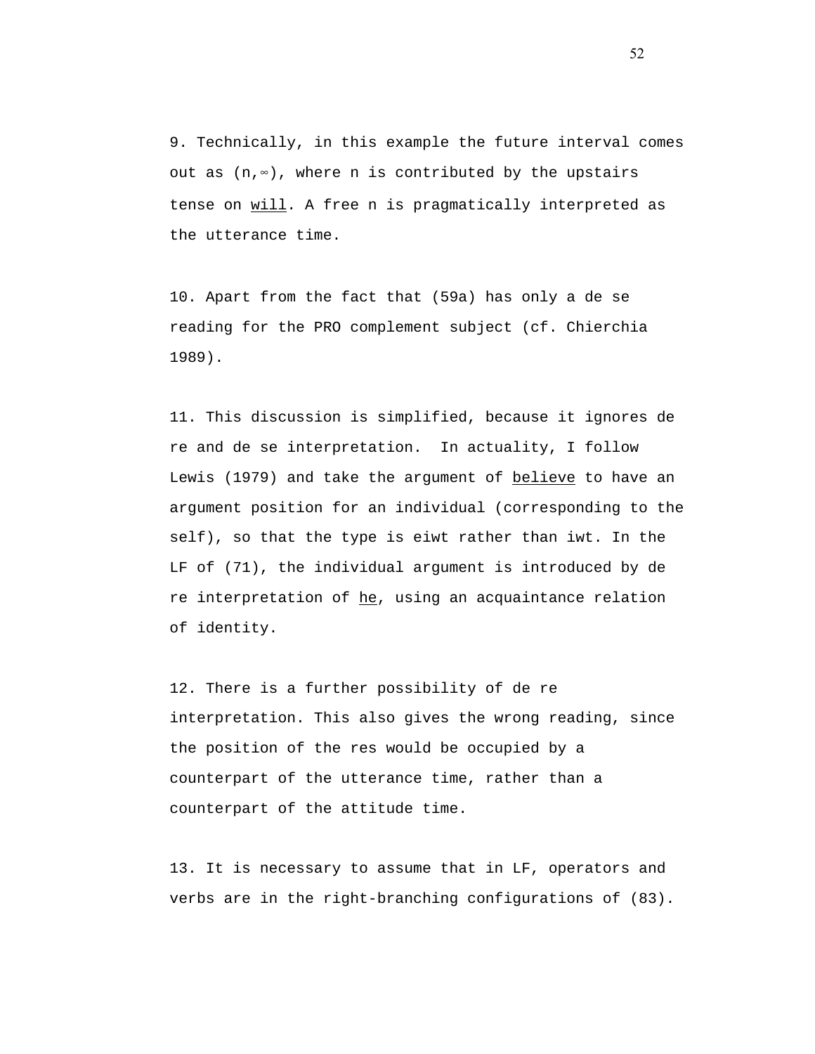9. Technically, in this example the future interval comes out as $(n, \infty)$, where n is contributed by the upstairs tense on will. A free n is pragmatically interpreted as the utterance time.

10. Apart from the fact that (59a) has only a de se reading for the PRO complement subject (cf. Chierchia 1989).

11. This discussion is simplified, because it ignores de re and de se interpretation. In actuality, I follow Lewis (1979) and take the argument of believe to have an argument position for an individual (corresponding to the self), so that the type is eiwt rather than iwt. In the LF of (71), the individual argument is introduced by de re interpretation of he, using an acquaintance relation of identity.

12. There is a further possibility of de re interpretation. This also gives the wrong reading, since the position of the res would be occupied by a counterpart of the utterance time, rather than a counterpart of the attitude time.

13. It is necessary to assume that in LF, operators and verbs are in the right-branching configurations of (83).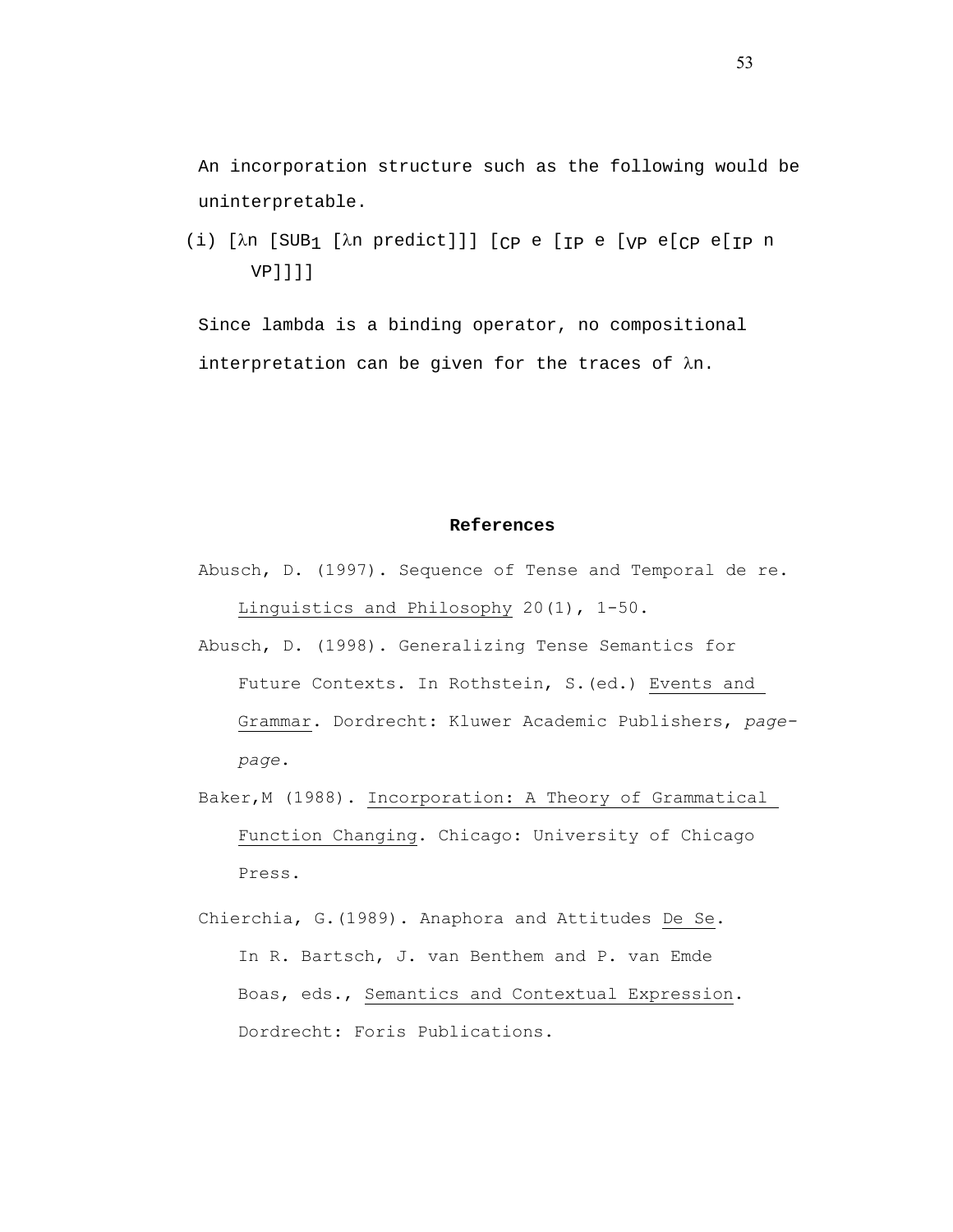An incorporation structure such as the following would be uninterpretable.

(i) [$\lambda$n [$SUB_1$ [$\lambda$n predict]]] [$_{CP}$ e [$_{IP}$ e [$_{VP}$ e[$_{CP}$ e[$_{IP}$ n VP]]]]

Since lambda is a binding operator, no compositional interpretation can be given for the traces of $\lambda$n.

**References**

Abusch, D. (1997). Sequence of Tense and Temporal de re. Linguistics and Philosophy 20(1), 1-50.

Abusch, D. (1998). Generalizing Tense Semantics for Future Contexts. In Rothstein, S.(ed.) Events and Grammar. Dordrecht: Kluwer Academic Publishers, *page-page*.

Baker,M (1988). Incorporation: A Theory of Grammatical Function Changing. Chicago: University of Chicago Press.

Chierchia, G.(1989). Anaphora and Attitudes De Se. In R. Bartsch, J. van Benthem and P. van Emde Boas, eds., Semantics and Contextual Expression. Dordrecht: Foris Publications.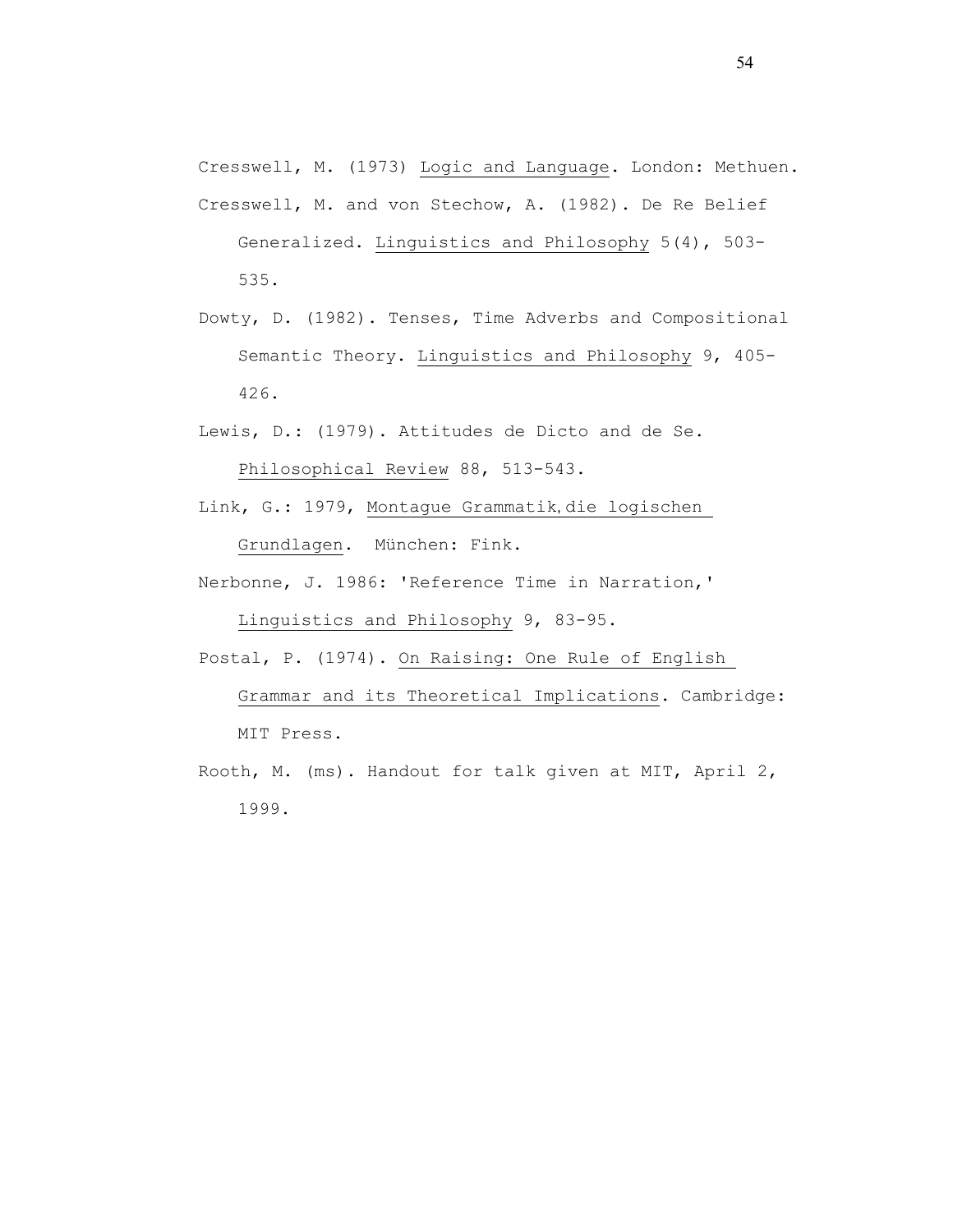Cresswell, M. (1973) Logic and Language. London: Methuen.

Cresswell, M. and von Stechow, A. (1982). De Re Belief Generalized. Linguistics and Philosophy 5(4), 503-535.

Dowty, D. (1982). Tenses, Time Adverbs and Compositional Semantic Theory. Linguistics and Philosophy 9, 405-426.

Lewis, D.: (1979). Attitudes de Dicto and de Se. Philosophical Review 88, 513-543.

Link, G.: 1979, Montague Grammatik, die logischen Grundlagen. München: Fink.

Nerbonne, J. 1986: 'Reference Time in Narration,' Linguistics and Philosophy 9, 83-95.

Postal, P. (1974). On Raising: One Rule of English Grammar and its Theoretical Implications. Cambridge: MIT Press.

Rooth, M. (ms). Handout for talk given at MIT, April 2, 1999.